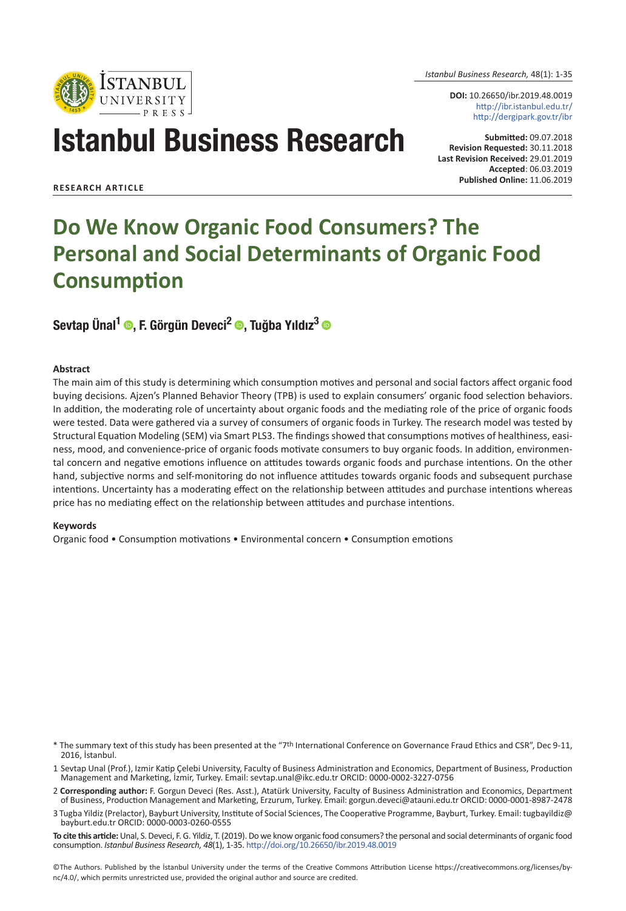**DOI:** 10.26650/ibr.2019.48.0019
http://ibr.istanbul.edu.tr/
http://dergipark.gov.tr/ibr

# Istanbul Business Research

**Submitted:** 09.07.2018
**Revision Requested:** 30.11.2018
**Last Revision Received:** 29.01.2019
**Accepted**: 06.03.2019
**Published Online:** 11.06.2019

**RESEARCH ARTICLE**

# Do We Know Organic Food Consumers? The Personal and Social Determinants of Organic Food Consumption

**Sevtap Ünal[1], F. Görgün Deveci[2], Tuğba Yıldız[3]**

### Abstract

The main aim of this study is determining which consumption motives and personal and social factors affect organic food buying decisions. Ajzen's Planned Behavior Theory (TPB) is used to explain consumers' organic food selection behaviors. In addition, the moderating role of uncertainty about organic foods and the mediating role of the price of organic foods were tested. Data were gathered via a survey of consumers of organic foods in Turkey. The research model was tested by Structural Equation Modeling (SEM) via Smart PLS3. The findings showed that consumptions motives of healthiness, easiness, mood, and convenience-price of organic foods motivate consumers to buy organic foods. In addition, environmental concern and negative emotions influence on attitudes towards organic foods and purchase intentions. On the other hand, subjective norms and self-monitoring do not influence attitudes towards organic foods and subsequent purchase intentions. Uncertainty has a moderating effect on the relationship between attitudes and purchase intentions whereas price has no mediating effect on the relationship between attitudes and purchase intentions.

### Keywords

Organic food • Consumption motivations • Environmental concern • Consumption emotions

\* The summary text of this study has been presented at the "7th International Conference on Governance Fraud Ethics and CSR", Dec 9-11, 2016, İstanbul.

1 Sevtap Unal (Prof.), Izmir Katip Çelebi University, Faculty of Business Administration and Economics, Department of Business, Production Management and Marketing, İzmir, Turkey. Email: sevtap.unal@ikc.edu.tr ORCID: 0000-0002-3227-0756

2 **Corresponding author:** F. Gorgun Deveci (Res. Asst.), Atatürk University, Faculty of Business Administration and Economics, Department of Business, Production Management and Marketing, Erzurum, Turkey. Email: gorgun.deveci@atauni.edu.tr ORCID: 0000-0001-8987-2478

3 Tugba Yildiz (Prelactor), Bayburt University, Institute of Social Sciences, The Cooperative Programme, Bayburt, Turkey. Email: tugbayildiz@bayburt.edu.tr ORCID: 0000-0003-0260-0555

**To cite this article:** Unal, S. Deveci, F. G. Yildiz, T. (2019). Do we know organic food consumers? the personal and social determinants of organic food consumption. *Istanbul Business Research, 48*(1), 1-35. http://doi.org/10.26650/ibr.2019.48.0019

©The Authors. Published by the İstanbul University under the terms of the Creative Commons Attribution License https://creativecommons.org/licenses/by-nc/4.0/, which permits unrestricted use, provided the original author and source are credited.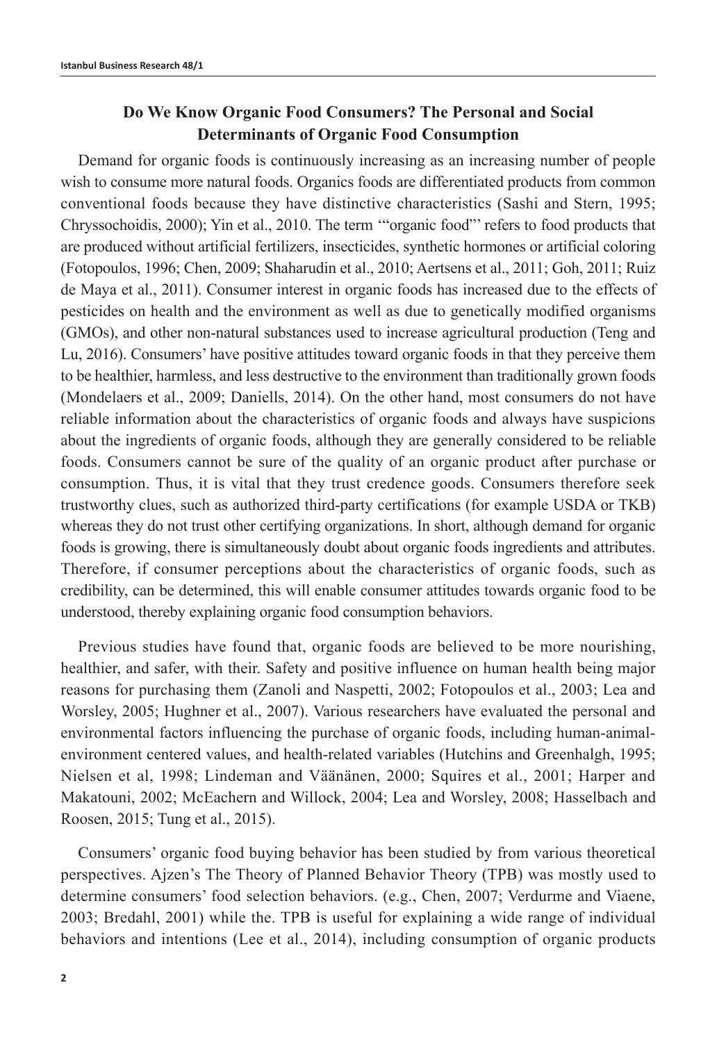## Do We Know Organic Food Consumers? The Personal and Social Determinants of Organic Food Consumption

Demand for organic foods is continuously increasing as an increasing number of people wish to consume more natural foods. Organics foods are differentiated products from common conventional foods because they have distinctive characteristics (Sashi and Stern, 1995; Chryssochoidis, 2000); Yin et al., 2010. The term '"organic food"' refers to food products that are produced without artificial fertilizers, insecticides, synthetic hormones or artificial coloring (Fotopoulos, 1996; Chen, 2009; Shaharudin et al., 2010; Aertsens et al., 2011; Goh, 2011; Ruiz de Maya et al., 2011). Consumer interest in organic foods has increased due to the effects of pesticides on health and the environment as well as due to genetically modified organisms (GMOs), and other non-natural substances used to increase agricultural production (Teng and Lu, 2016). Consumers' have positive attitudes toward organic foods in that they perceive them to be healthier, harmless, and less destructive to the environment than traditionally grown foods (Mondelaers et al., 2009; Daniells, 2014). On the other hand, most consumers do not have reliable information about the characteristics of organic foods and always have suspicions about the ingredients of organic foods, although they are generally considered to be reliable foods. Consumers cannot be sure of the quality of an organic product after purchase or consumption. Thus, it is vital that they trust credence goods. Consumers therefore seek trustworthy clues, such as authorized third-party certifications (for example USDA or TKB) whereas they do not trust other certifying organizations. In short, although demand for organic foods is growing, there is simultaneously doubt about organic foods ingredients and attributes. Therefore, if consumer perceptions about the characteristics of organic foods, such as credibility, can be determined, this will enable consumer attitudes towards organic food to be understood, thereby explaining organic food consumption behaviors.

Previous studies have found that, organic foods are believed to be more nourishing, healthier, and safer, with their. Safety and positive influence on human health being major reasons for purchasing them (Zanoli and Naspetti, 2002; Fotopoulos et al., 2003; Lea and Worsley, 2005; Hughner et al., 2007). Various researchers have evaluated the personal and environmental factors influencing the purchase of organic foods, including human-animal-environment centered values, and health-related variables (Hutchins and Greenhalgh, 1995; Nielsen et al, 1998; Lindeman and Väänänen, 2000; Squires et al., 2001; Harper and Makatouni, 2002; McEachern and Willock, 2004; Lea and Worsley, 2008; Hasselbach and Roosen, 2015; Tung et al., 2015).

Consumers' organic food buying behavior has been studied by from various theoretical perspectives. Ajzen's The Theory of Planned Behavior Theory (TPB) was mostly used to determine consumers' food selection behaviors. (e.g., Chen, 2007; Verdurme and Viaene, 2003; Bredahl, 2001) while the. TPB is useful for explaining a wide range of individual behaviors and intentions (Lee et al., 2014), including consumption of organic products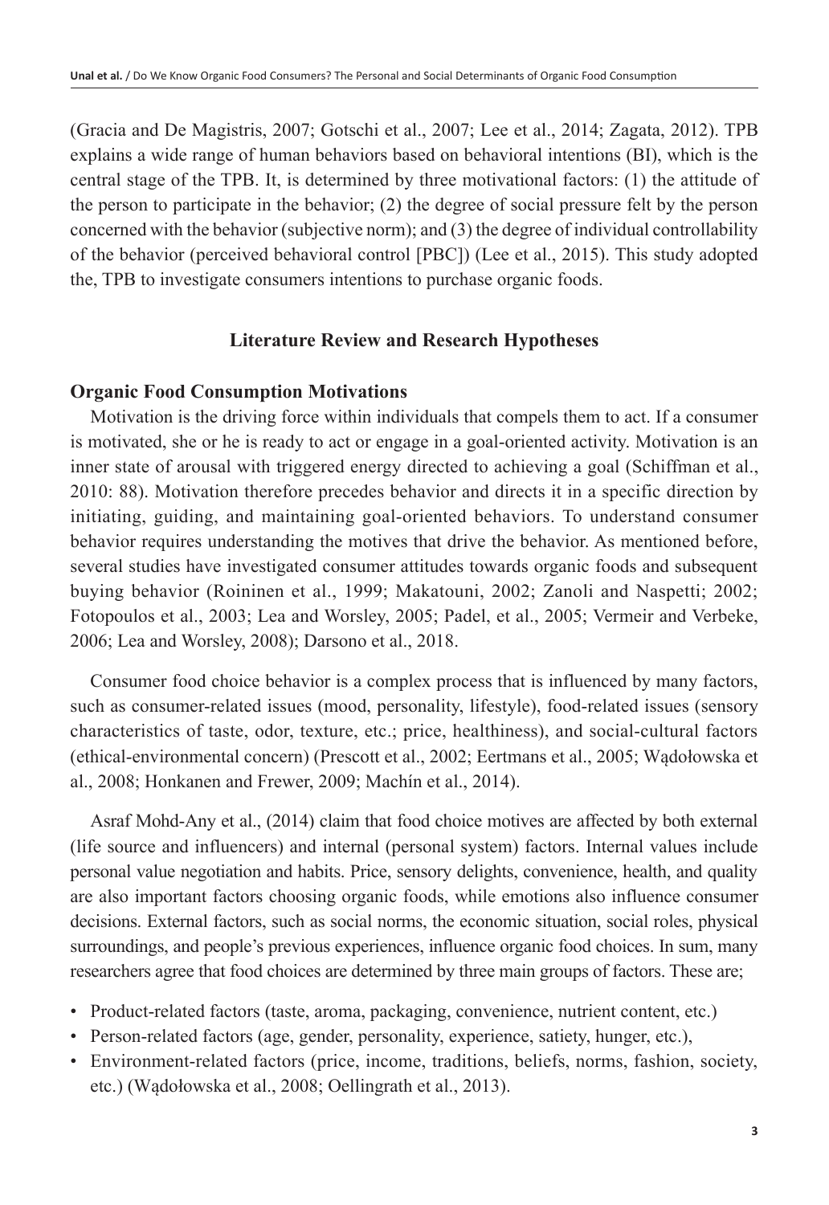(Gracia and De Magistris, 2007; Gotschi et al., 2007; Lee et al., 2014; Zagata, 2012). TPB explains a wide range of human behaviors based on behavioral intentions (BI), which is the central stage of the TPB. It, is determined by three motivational factors: (1) the attitude of the person to participate in the behavior; (2) the degree of social pressure felt by the person concerned with the behavior (subjective norm); and (3) the degree of individual controllability of the behavior (perceived behavioral control [PBC]) (Lee et al., 2015). This study adopted the, TPB to investigate consumers intentions to purchase organic foods.

## Literature Review and Research Hypotheses

### Organic Food Consumption Motivations

Motivation is the driving force within individuals that compels them to act. If a consumer is motivated, she or he is ready to act or engage in a goal-oriented activity. Motivation is an inner state of arousal with triggered energy directed to achieving a goal (Schiffman et al., 2010: 88). Motivation therefore precedes behavior and directs it in a specific direction by initiating, guiding, and maintaining goal-oriented behaviors. To understand consumer behavior requires understanding the motives that drive the behavior. As mentioned before, several studies have investigated consumer attitudes towards organic foods and subsequent buying behavior (Roininen et al., 1999; Makatouni, 2002; Zanoli and Naspetti; 2002; Fotopoulos et al., 2003; Lea and Worsley, 2005; Padel, et al., 2005; Vermeir and Verbeke, 2006; Lea and Worsley, 2008); Darsono et al., 2018.

Consumer food choice behavior is a complex process that is influenced by many factors, such as consumer-related issues (mood, personality, lifestyle), food-related issues (sensory characteristics of taste, odor, texture, etc.; price, healthiness), and social-cultural factors (ethical-environmental concern) (Prescott et al., 2002; Eertmans et al., 2005; Wądołowska et al., 2008; Honkanen and Frewer, 2009; Machín et al., 2014).

Asraf Mohd-Any et al., (2014) claim that food choice motives are affected by both external (life source and influencers) and internal (personal system) factors. Internal values include personal value negotiation and habits. Price, sensory delights, convenience, health, and quality are also important factors choosing organic foods, while emotions also influence consumer decisions. External factors, such as social norms, the economic situation, social roles, physical surroundings, and people's previous experiences, influence organic food choices. In sum, many researchers agree that food choices are determined by three main groups of factors. These are;

- Product-related factors (taste, aroma, packaging, convenience, nutrient content, etc.)
- Person-related factors (age, gender, personality, experience, satiety, hunger, etc.),
- Environment-related factors (price, income, traditions, beliefs, norms, fashion, society, etc.) (Wądołowska et al., 2008; Oellingrath et al., 2013).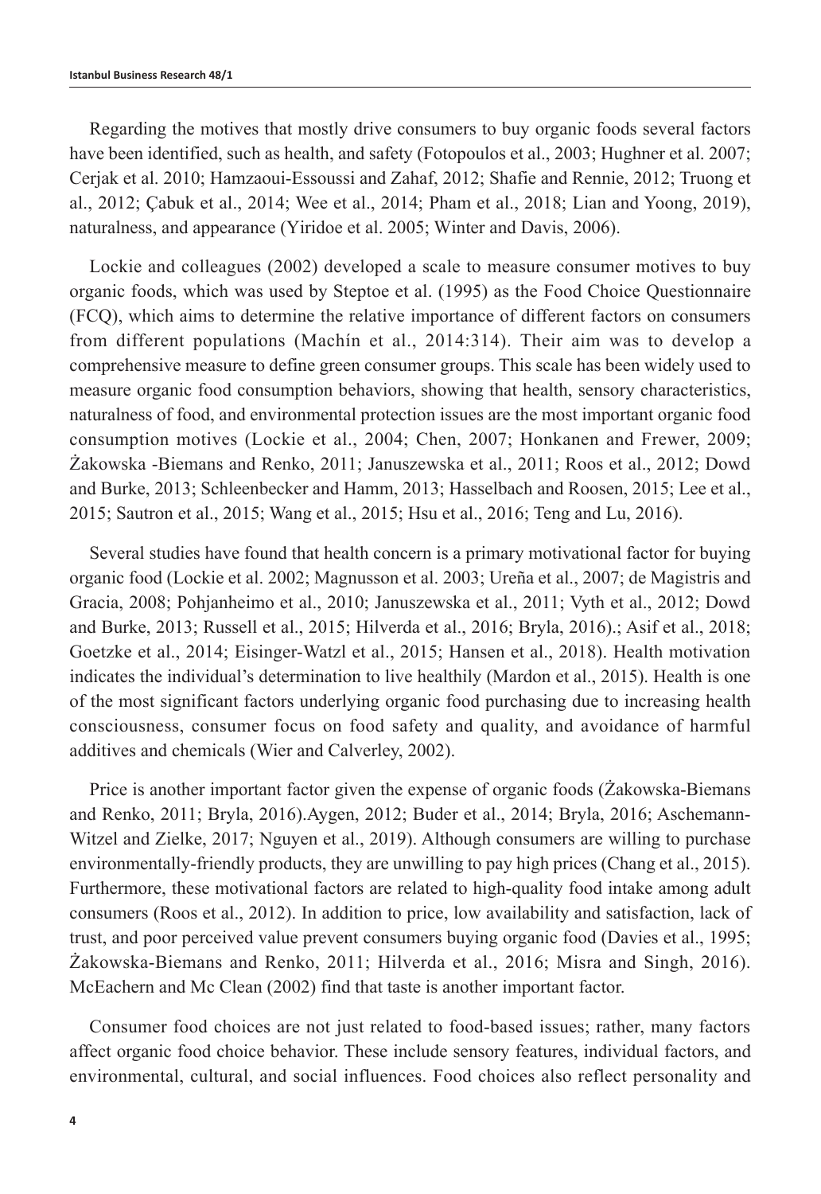Regarding the motives that mostly drive consumers to buy organic foods several factors have been identified, such as health, and safety (Fotopoulos et al., 2003; Hughner et al. 2007; Cerjak et al. 2010; Hamzaoui-Essoussi and Zahaf, 2012; Shafie and Rennie, 2012; Truong et al., 2012; Çabuk et al., 2014; Wee et al., 2014; Pham et al., 2018; Lian and Yoong, 2019), naturalness, and appearance (Yiridoe et al. 2005; Winter and Davis, 2006).

Lockie and colleagues (2002) developed a scale to measure consumer motives to buy organic foods, which was used by Steptoe et al. (1995) as the Food Choice Questionnaire (FCQ), which aims to determine the relative importance of different factors on consumers from different populations (Machín et al., 2014:314). Their aim was to develop a comprehensive measure to define green consumer groups. This scale has been widely used to measure organic food consumption behaviors, showing that health, sensory characteristics, naturalness of food, and environmental protection issues are the most important organic food consumption motives (Lockie et al., 2004; Chen, 2007; Honkanen and Frewer, 2009; Żakowska -Biemans and Renko, 2011; Januszewska et al., 2011; Roos et al., 2012; Dowd and Burke, 2013; Schleenbecker and Hamm, 2013; Hasselbach and Roosen, 2015; Lee et al., 2015; Sautron et al., 2015; Wang et al., 2015; Hsu et al., 2016; Teng and Lu, 2016).

Several studies have found that health concern is a primary motivational factor for buying organic food (Lockie et al. 2002; Magnusson et al. 2003; Ureña et al., 2007; de Magistris and Gracia, 2008; Pohjanheimo et al., 2010; Januszewska et al., 2011; Vyth et al., 2012; Dowd and Burke, 2013; Russell et al., 2015; Hilverda et al., 2016; Bryla, 2016).; Asif et al., 2018; Goetzke et al., 2014; Eisinger-Watzl et al., 2015; Hansen et al., 2018). Health motivation indicates the individual's determination to live healthily (Mardon et al., 2015). Health is one of the most significant factors underlying organic food purchasing due to increasing health consciousness, consumer focus on food safety and quality, and avoidance of harmful additives and chemicals (Wier and Calverley, 2002).

Price is another important factor given the expense of organic foods (Żakowska-Biemans and Renko, 2011; Bryla, 2016).Aygen, 2012; Buder et al., 2014; Bryla, 2016; Aschemann-Witzel and Zielke, 2017; Nguyen et al., 2019). Although consumers are willing to purchase environmentally-friendly products, they are unwilling to pay high prices (Chang et al., 2015). Furthermore, these motivational factors are related to high-quality food intake among adult consumers (Roos et al., 2012). In addition to price, low availability and satisfaction, lack of trust, and poor perceived value prevent consumers buying organic food (Davies et al., 1995; Żakowska-Biemans and Renko, 2011; Hilverda et al., 2016; Misra and Singh, 2016). McEachern and Mc Clean (2002) find that taste is another important factor.

Consumer food choices are not just related to food-based issues; rather, many factors affect organic food choice behavior. These include sensory features, individual factors, and environmental, cultural, and social influences. Food choices also reflect personality and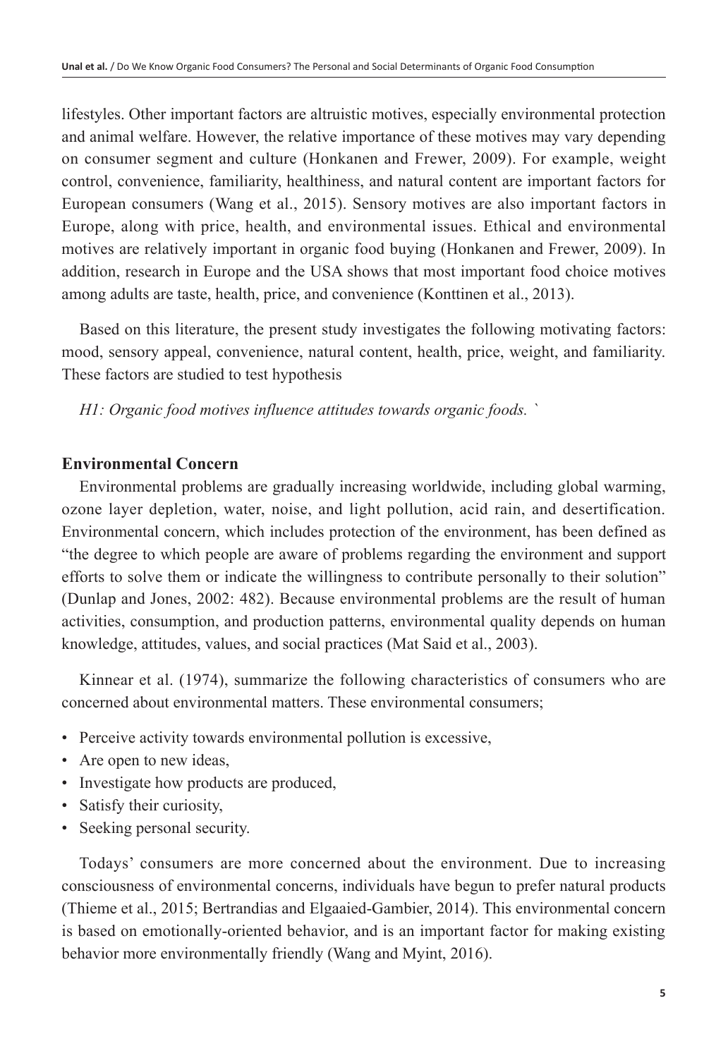lifestyles. Other important factors are altruistic motives, especially environmental protection and animal welfare. However, the relative importance of these motives may vary depending on consumer segment and culture (Honkanen and Frewer, 2009). For example, weight control, convenience, familiarity, healthiness, and natural content are important factors for European consumers (Wang et al., 2015). Sensory motives are also important factors in Europe, along with price, health, and environmental issues. Ethical and environmental motives are relatively important in organic food buying (Honkanen and Frewer, 2009). In addition, research in Europe and the USA shows that most important food choice motives among adults are taste, health, price, and convenience (Konttinen et al., 2013).

Based on this literature, the present study investigates the following motivating factors: mood, sensory appeal, convenience, natural content, health, price, weight, and familiarity. These factors are studied to test hypothesis

*H1: Organic food motives influence attitudes towards organic foods.* `

## Environmental Concern

Environmental problems are gradually increasing worldwide, including global warming, ozone layer depletion, water, noise, and light pollution, acid rain, and desertification. Environmental concern, which includes protection of the environment, has been defined as "the degree to which people are aware of problems regarding the environment and support efforts to solve them or indicate the willingness to contribute personally to their solution" (Dunlap and Jones, 2002: 482). Because environmental problems are the result of human activities, consumption, and production patterns, environmental quality depends on human knowledge, attitudes, values, and social practices (Mat Said et al., 2003).

Kinnear et al. (1974), summarize the following characteristics of consumers who are concerned about environmental matters. These environmental consumers;

- Perceive activity towards environmental pollution is excessive,
- Are open to new ideas,
- Investigate how products are produced,
- Satisfy their curiosity,
- Seeking personal security.

Todays' consumers are more concerned about the environment. Due to increasing consciousness of environmental concerns, individuals have begun to prefer natural products (Thieme et al., 2015; Bertrandias and Elgaaied-Gambier, 2014). This environmental concern is based on emotionally-oriented behavior, and is an important factor for making existing behavior more environmentally friendly (Wang and Myint, 2016).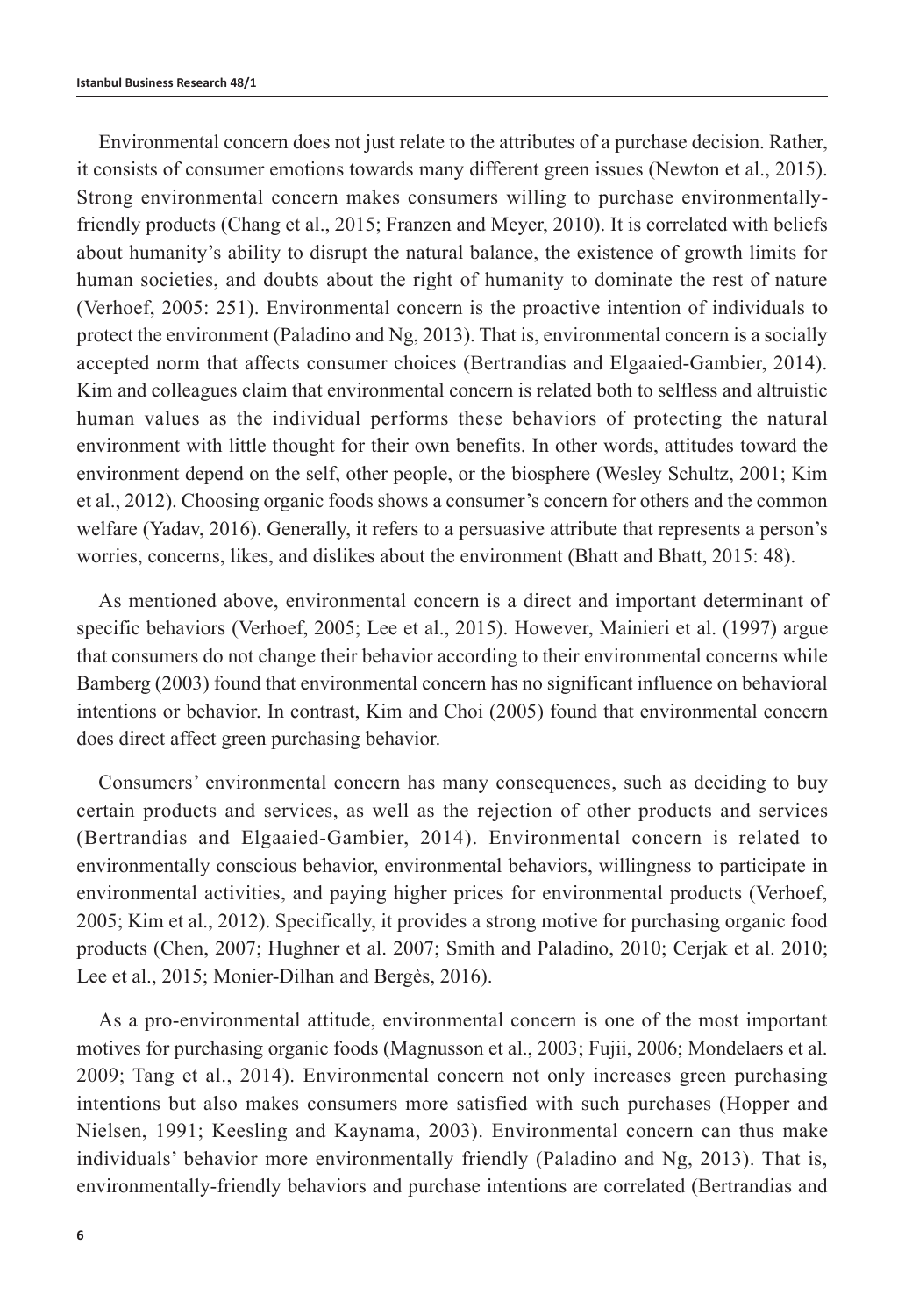Environmental concern does not just relate to the attributes of a purchase decision. Rather, it consists of consumer emotions towards many different green issues (Newton et al., 2015). Strong environmental concern makes consumers willing to purchase environmentally-friendly products (Chang et al., 2015; Franzen and Meyer, 2010). It is correlated with beliefs about humanity's ability to disrupt the natural balance, the existence of growth limits for human societies, and doubts about the right of humanity to dominate the rest of nature (Verhoef, 2005: 251). Environmental concern is the proactive intention of individuals to protect the environment (Paladino and Ng, 2013). That is, environmental concern is a socially accepted norm that affects consumer choices (Bertrandias and Elgaaied-Gambier, 2014). Kim and colleagues claim that environmental concern is related both to selfless and altruistic human values as the individual performs these behaviors of protecting the natural environment with little thought for their own benefits. In other words, attitudes toward the environment depend on the self, other people, or the biosphere (Wesley Schultz, 2001; Kim et al., 2012). Choosing organic foods shows a consumer's concern for others and the common welfare (Yadav, 2016). Generally, it refers to a persuasive attribute that represents a person's worries, concerns, likes, and dislikes about the environment (Bhatt and Bhatt, 2015: 48).

As mentioned above, environmental concern is a direct and important determinant of specific behaviors (Verhoef, 2005; Lee et al., 2015). However, Mainieri et al. (1997) argue that consumers do not change their behavior according to their environmental concerns while Bamberg (2003) found that environmental concern has no significant influence on behavioral intentions or behavior. In contrast, Kim and Choi (2005) found that environmental concern does direct affect green purchasing behavior.

Consumers' environmental concern has many consequences, such as deciding to buy certain products and services, as well as the rejection of other products and services (Bertrandias and Elgaaied-Gambier, 2014). Environmental concern is related to environmentally conscious behavior, environmental behaviors, willingness to participate in environmental activities, and paying higher prices for environmental products (Verhoef, 2005; Kim et al., 2012). Specifically, it provides a strong motive for purchasing organic food products (Chen, 2007; Hughner et al. 2007; Smith and Paladino, 2010; Cerjak et al. 2010; Lee et al., 2015; Monier-Dilhan and Bergès, 2016).

As a pro-environmental attitude, environmental concern is one of the most important motives for purchasing organic foods (Magnusson et al., 2003; Fujii, 2006; Mondelaers et al. 2009; Tang et al., 2014). Environmental concern not only increases green purchasing intentions but also makes consumers more satisfied with such purchases (Hopper and Nielsen, 1991; Keesling and Kaynama, 2003). Environmental concern can thus make individuals' behavior more environmentally friendly (Paladino and Ng, 2013). That is, environmentally-friendly behaviors and purchase intentions are correlated (Bertrandias and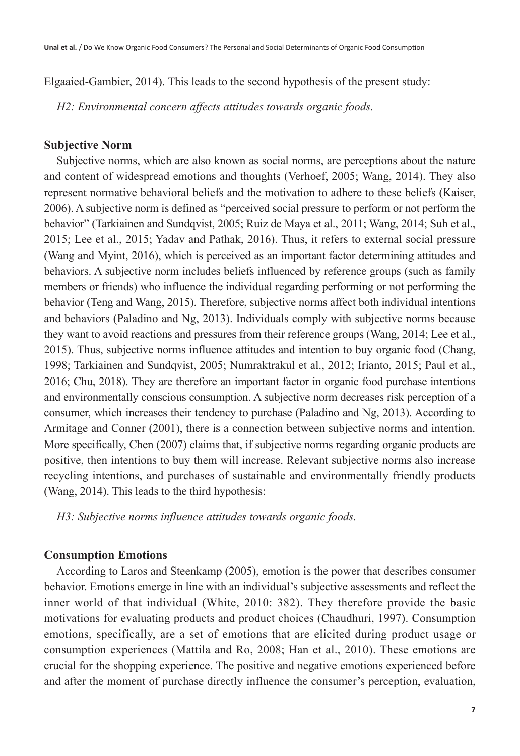Elgaaied-Gambier, 2014). This leads to the second hypothesis of the present study:

*H2: Environmental concern affects attitudes towards organic foods.*

## Subjective Norm

Subjective norms, which are also known as social norms, are perceptions about the nature and content of widespread emotions and thoughts (Verhoef, 2005; Wang, 2014). They also represent normative behavioral beliefs and the motivation to adhere to these beliefs (Kaiser, 2006). A subjective norm is defined as "perceived social pressure to perform or not perform the behavior" (Tarkiainen and Sundqvist, 2005; Ruiz de Maya et al., 2011; Wang, 2014; Suh et al., 2015; Lee et al., 2015; Yadav and Pathak, 2016). Thus, it refers to external social pressure (Wang and Myint, 2016), which is perceived as an important factor determining attitudes and behaviors. A subjective norm includes beliefs influenced by reference groups (such as family members or friends) who influence the individual regarding performing or not performing the behavior (Teng and Wang, 2015). Therefore, subjective norms affect both individual intentions and behaviors (Paladino and Ng, 2013). Individuals comply with subjective norms because they want to avoid reactions and pressures from their reference groups (Wang, 2014; Lee et al., 2015). Thus, subjective norms influence attitudes and intention to buy organic food (Chang, 1998; Tarkiainen and Sundqvist, 2005; Numraktrakul et al., 2012; Irianto, 2015; Paul et al., 2016; Chu, 2018). They are therefore an important factor in organic food purchase intentions and environmentally conscious consumption. A subjective norm decreases risk perception of a consumer, which increases their tendency to purchase (Paladino and Ng, 2013). According to Armitage and Conner (2001), there is a connection between subjective norms and intention. More specifically, Chen (2007) claims that, if subjective norms regarding organic products are positive, then intentions to buy them will increase. Relevant subjective norms also increase recycling intentions, and purchases of sustainable and environmentally friendly products (Wang, 2014). This leads to the third hypothesis:

*H3: Subjective norms influence attitudes towards organic foods.*

## Consumption Emotions

According to Laros and Steenkamp (2005), emotion is the power that describes consumer behavior. Emotions emerge in line with an individual's subjective assessments and reflect the inner world of that individual (White, 2010: 382). They therefore provide the basic motivations for evaluating products and product choices (Chaudhuri, 1997). Consumption emotions, specifically, are a set of emotions that are elicited during product usage or consumption experiences (Mattila and Ro, 2008; Han et al., 2010). These emotions are crucial for the shopping experience. The positive and negative emotions experienced before and after the moment of purchase directly influence the consumer's perception, evaluation,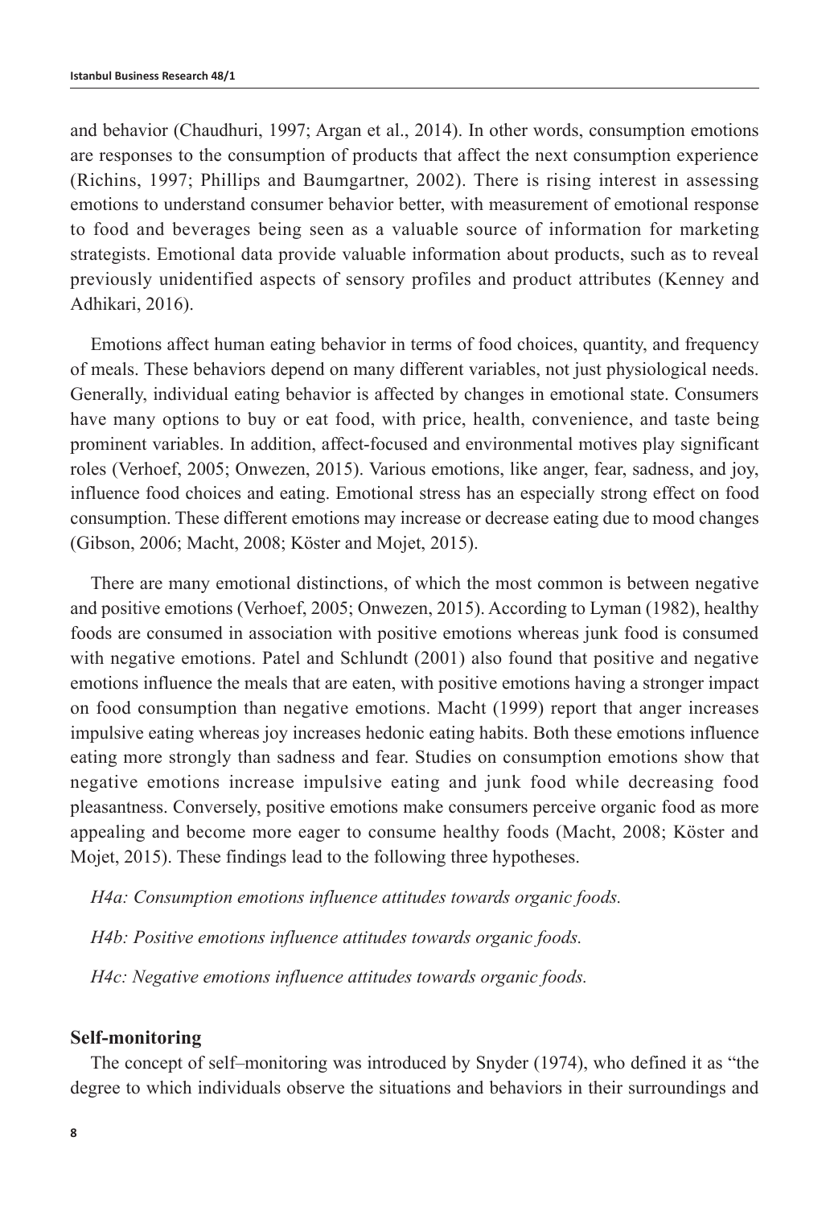and behavior (Chaudhuri, 1997; Argan et al., 2014). In other words, consumption emotions are responses to the consumption of products that affect the next consumption experience (Richins, 1997; Phillips and Baumgartner, 2002). There is rising interest in assessing emotions to understand consumer behavior better, with measurement of emotional response to food and beverages being seen as a valuable source of information for marketing strategists. Emotional data provide valuable information about products, such as to reveal previously unidentified aspects of sensory profiles and product attributes (Kenney and Adhikari, 2016).

Emotions affect human eating behavior in terms of food choices, quantity, and frequency of meals. These behaviors depend on many different variables, not just physiological needs. Generally, individual eating behavior is affected by changes in emotional state. Consumers have many options to buy or eat food, with price, health, convenience, and taste being prominent variables. In addition, affect-focused and environmental motives play significant roles (Verhoef, 2005; Onwezen, 2015). Various emotions, like anger, fear, sadness, and joy, influence food choices and eating. Emotional stress has an especially strong effect on food consumption. These different emotions may increase or decrease eating due to mood changes (Gibson, 2006; Macht, 2008; Köster and Mojet, 2015).

There are many emotional distinctions, of which the most common is between negative and positive emotions (Verhoef, 2005; Onwezen, 2015). According to Lyman (1982), healthy foods are consumed in association with positive emotions whereas junk food is consumed with negative emotions. Patel and Schlundt (2001) also found that positive and negative emotions influence the meals that are eaten, with positive emotions having a stronger impact on food consumption than negative emotions. Macht (1999) report that anger increases impulsive eating whereas joy increases hedonic eating habits. Both these emotions influence eating more strongly than sadness and fear. Studies on consumption emotions show that negative emotions increase impulsive eating and junk food while decreasing food pleasantness. Conversely, positive emotions make consumers perceive organic food as more appealing and become more eager to consume healthy foods (Macht, 2008; Köster and Mojet, 2015). These findings lead to the following three hypotheses.

*H4a: Consumption emotions influence attitudes towards organic foods.*

*H4b: Positive emotions influence attitudes towards organic foods.*

*H4c: Negative emotions influence attitudes towards organic foods.*

## Self-monitoring

The concept of self–monitoring was introduced by Snyder (1974), who defined it as "the degree to which individuals observe the situations and behaviors in their surroundings and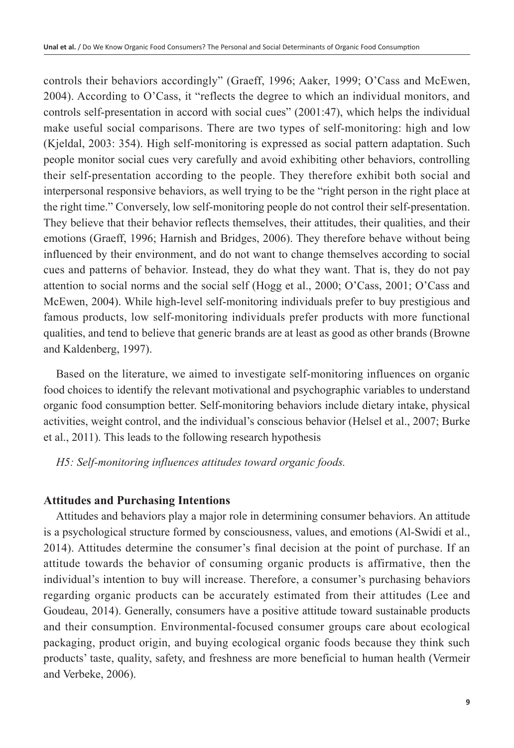controls their behaviors accordingly" (Graeff, 1996; Aaker, 1999; O'Cass and McEwen, 2004). According to O'Cass, it "reflects the degree to which an individual monitors, and controls self-presentation in accord with social cues" (2001:47), which helps the individual make useful social comparisons. There are two types of self-monitoring: high and low (Kjeldal, 2003: 354). High self-monitoring is expressed as social pattern adaptation. Such people monitor social cues very carefully and avoid exhibiting other behaviors, controlling their self-presentation according to the people. They therefore exhibit both social and interpersonal responsive behaviors, as well trying to be the "right person in the right place at the right time." Conversely, low self-monitoring people do not control their self-presentation. They believe that their behavior reflects themselves, their attitudes, their qualities, and their emotions (Graeff, 1996; Harnish and Bridges, 2006). They therefore behave without being influenced by their environment, and do not want to change themselves according to social cues and patterns of behavior. Instead, they do what they want. That is, they do not pay attention to social norms and the social self (Hogg et al., 2000; O'Cass, 2001; O'Cass and McEwen, 2004). While high-level self-monitoring individuals prefer to buy prestigious and famous products, low self-monitoring individuals prefer products with more functional qualities, and tend to believe that generic brands are at least as good as other brands (Browne and Kaldenberg, 1997).

Based on the literature, we aimed to investigate self-monitoring influences on organic food choices to identify the relevant motivational and psychographic variables to understand organic food consumption better. Self-monitoring behaviors include dietary intake, physical activities, weight control, and the individual's conscious behavior (Helsel et al., 2007; Burke et al., 2011). This leads to the following research hypothesis

*H5: Self-monitoring influences attitudes toward organic foods.*

### Attitudes and Purchasing Intentions

Attitudes and behaviors play a major role in determining consumer behaviors. An attitude is a psychological structure formed by consciousness, values, and emotions (Al-Swidi et al., 2014). Attitudes determine the consumer's final decision at the point of purchase. If an attitude towards the behavior of consuming organic products is affirmative, then the individual's intention to buy will increase. Therefore, a consumer's purchasing behaviors regarding organic products can be accurately estimated from their attitudes (Lee and Goudeau, 2014). Generally, consumers have a positive attitude toward sustainable products and their consumption. Environmental-focused consumer groups care about ecological packaging, product origin, and buying ecological organic foods because they think such products' taste, quality, safety, and freshness are more beneficial to human health (Vermeir and Verbeke, 2006).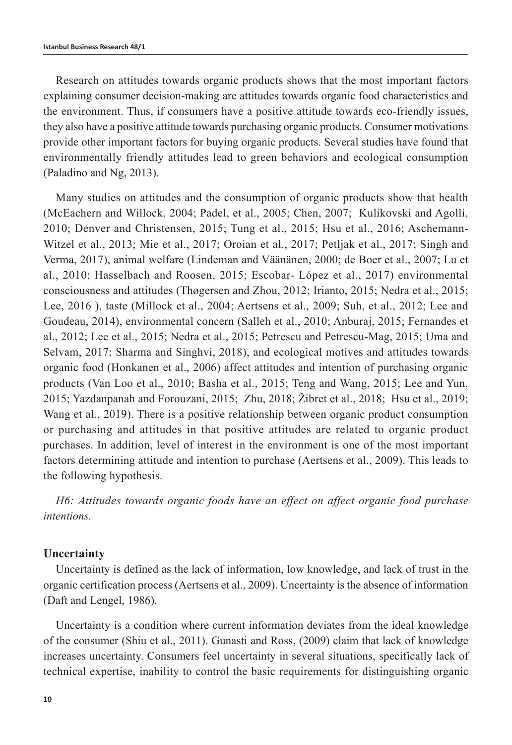Research on attitudes towards organic products shows that the most important factors explaining consumer decision-making are attitudes towards organic food characteristics and the environment. Thus, if consumers have a positive attitude towards eco-friendly issues, they also have a positive attitude towards purchasing organic products. Consumer motivations provide other important factors for buying organic products. Several studies have found that environmentally friendly attitudes lead to green behaviors and ecological consumption (Paladino and Ng, 2013).

Many studies on attitudes and the consumption of organic products show that health (McEachern and Willock, 2004; Padel, et al., 2005; Chen, 2007; Kulikovski and Agolli, 2010; Denver and Christensen, 2015; Tung et al., 2015; Hsu et al., 2016; Aschemann-Witzel et al., 2013; Mie et al., 2017; Oroian et al., 2017; Petljak et al., 2017; Singh and Verma, 2017), animal welfare (Lindeman and Väänänen, 2000; de Boer et al., 2007; Lu et al., 2010; Hasselbach and Roosen, 2015; Escobar- López et al., 2017) environmental consciousness and attitudes (Thøgersen and Zhou, 2012; Irianto, 2015; Nedra et al., 2015; Lee, 2016 ), taste (Millock et al., 2004; Aertsens et al., 2009; Suh, et al., 2012; Lee and Goudeau, 2014), environmental concern (Salleh et al., 2010; Anburaj, 2015; Fernandes et al., 2012; Lee et al., 2015; Nedra et al., 2015; Petrescu and Petrescu-Mag, 2015; Uma and Selvam, 2017; Sharma and Singhvi, 2018), and ecological motives and attitudes towards organic food (Honkanen et al., 2006) affect attitudes and intention of purchasing organic products (Van Loo et al., 2010; Basha et al., 2015; Teng and Wang, 2015; Lee and Yun, 2015; Yazdanpanah and Forouzani, 2015; Zhu, 2018; Žibret et al., 2018; Hsu et al., 2019; Wang et al., 2019). There is a positive relationship between organic product consumption or purchasing and attitudes in that positive attitudes are related to organic product purchases. In addition, level of interest in the environment is one of the most important factors determining attitude and intention to purchase (Aertsens et al., 2009). This leads to the following hypothesis.

*H6: Attitudes towards organic foods have an effect on affect organic food purchase intentions.*

## Uncertainty

Uncertainty is defined as the lack of information, low knowledge, and lack of trust in the organic certification process (Aertsens et al., 2009). Uncertainty is the absence of information (Daft and Lengel, 1986).

Uncertainty is a condition where current information deviates from the ideal knowledge of the consumer (Shiu et al., 2011). Gunasti and Ross, (2009) claim that lack of knowledge increases uncertainty. Consumers feel uncertainty in several situations, specifically lack of technical expertise, inability to control the basic requirements for distinguishing organic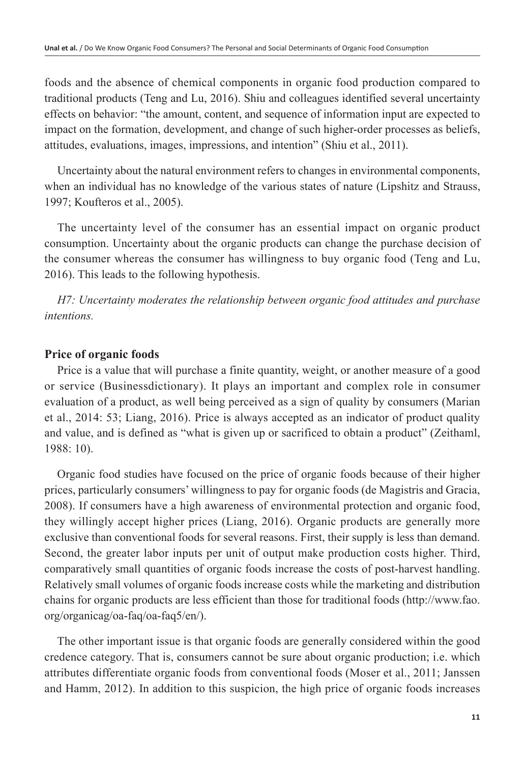foods and the absence of chemical components in organic food production compared to traditional products (Teng and Lu, 2016). Shiu and colleagues identified several uncertainty effects on behavior: "the amount, content, and sequence of information input are expected to impact on the formation, development, and change of such higher-order processes as beliefs, attitudes, evaluations, images, impressions, and intention" (Shiu et al., 2011).

Uncertainty about the natural environment refers to changes in environmental components, when an individual has no knowledge of the various states of nature (Lipshitz and Strauss, 1997; Koufteros et al., 2005).

The uncertainty level of the consumer has an essential impact on organic product consumption. Uncertainty about the organic products can change the purchase decision of the consumer whereas the consumer has willingness to buy organic food (Teng and Lu, 2016). This leads to the following hypothesis.

*H7: Uncertainty moderates the relationship between organic food attitudes and purchase intentions.*

### Price of organic foods

Price is a value that will purchase a finite quantity, weight, or another measure of a good or service (Businessdictionary). It plays an important and complex role in consumer evaluation of a product, as well being perceived as a sign of quality by consumers (Marian et al., 2014: 53; Liang, 2016). Price is always accepted as an indicator of product quality and value, and is defined as "what is given up or sacrificed to obtain a product" (Zeithaml, 1988: 10).

Organic food studies have focused on the price of organic foods because of their higher prices, particularly consumers' willingness to pay for organic foods (de Magistris and Gracia, 2008). If consumers have a high awareness of environmental protection and organic food, they willingly accept higher prices (Liang, 2016). Organic products are generally more exclusive than conventional foods for several reasons. First, their supply is less than demand. Second, the greater labor inputs per unit of output make production costs higher. Third, comparatively small quantities of organic foods increase the costs of post-harvest handling. Relatively small volumes of organic foods increase costs while the marketing and distribution chains for organic products are less efficient than those for traditional foods (http://www.fao.org/organicag/oa-faq/oa-faq5/en/).

The other important issue is that organic foods are generally considered within the good credence category. That is, consumers cannot be sure about organic production; i.e. which attributes differentiate organic foods from conventional foods (Moser et al., 2011; Janssen and Hamm, 2012). In addition to this suspicion, the high price of organic foods increases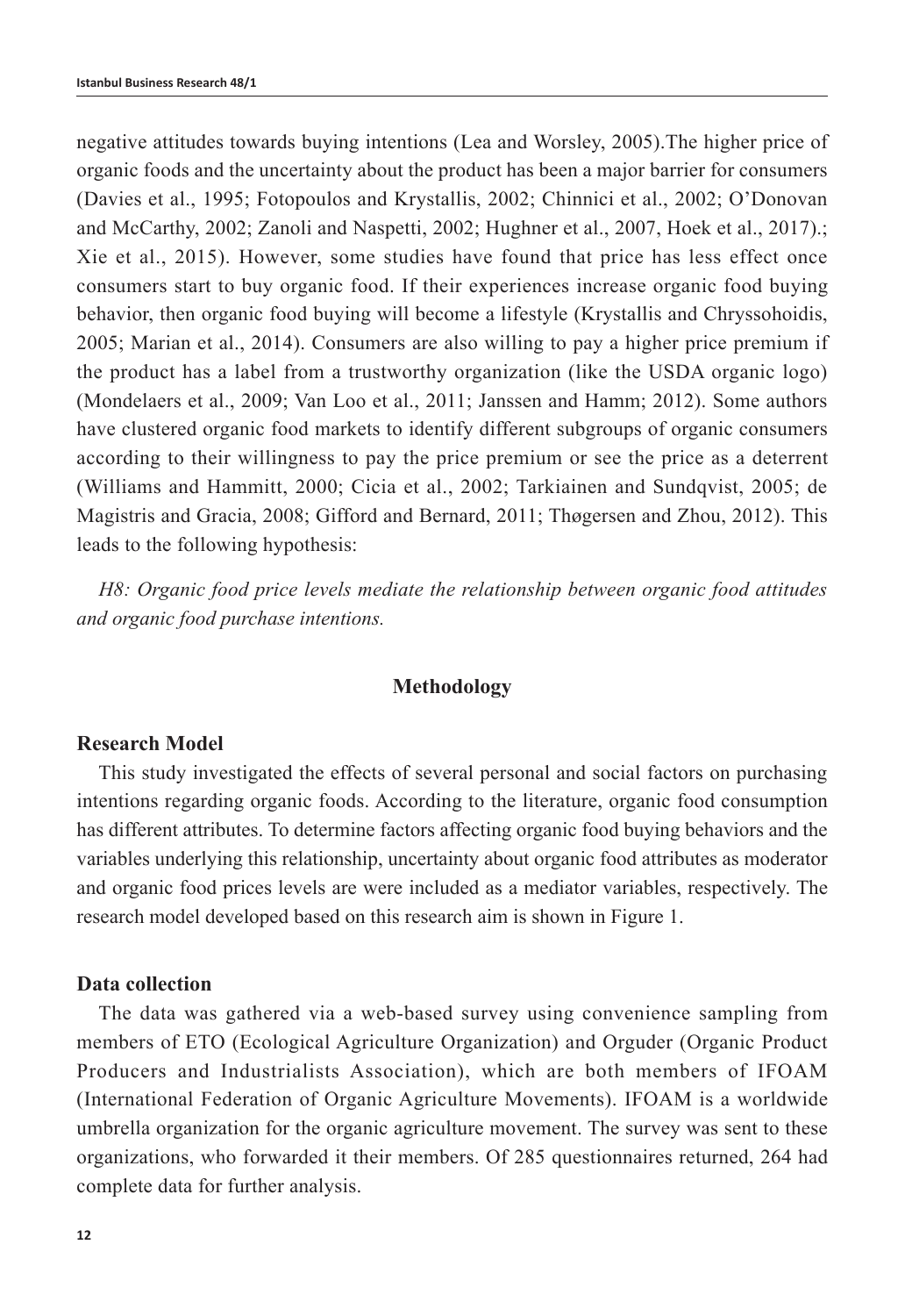negative attitudes towards buying intentions (Lea and Worsley, 2005).The higher price of organic foods and the uncertainty about the product has been a major barrier for consumers (Davies et al., 1995; Fotopoulos and Krystallis, 2002; Chinnici et al., 2002; O'Donovan and McCarthy, 2002; Zanoli and Naspetti, 2002; Hughner et al., 2007, Hoek et al., 2017).; Xie et al., 2015). However, some studies have found that price has less effect once consumers start to buy organic food. If their experiences increase organic food buying behavior, then organic food buying will become a lifestyle (Krystallis and Chryssohoidis, 2005; Marian et al., 2014). Consumers are also willing to pay a higher price premium if the product has a label from a trustworthy organization (like the USDA organic logo) (Mondelaers et al., 2009; Van Loo et al., 2011; Janssen and Hamm; 2012). Some authors have clustered organic food markets to identify different subgroups of organic consumers according to their willingness to pay the price premium or see the price as a deterrent (Williams and Hammitt, 2000; Cicia et al., 2002; Tarkiainen and Sundqvist, 2005; de Magistris and Gracia, 2008; Gifford and Bernard, 2011; Thøgersen and Zhou, 2012). This leads to the following hypothesis:

*H8: Organic food price levels mediate the relationship between organic food attitudes and organic food purchase intentions.*

## Methodology

### Research Model

This study investigated the effects of several personal and social factors on purchasing intentions regarding organic foods. According to the literature, organic food consumption has different attributes. To determine factors affecting organic food buying behaviors and the variables underlying this relationship, uncertainty about organic food attributes as moderator and organic food prices levels are were included as a mediator variables, respectively. The research model developed based on this research aim is shown in Figure 1.

### Data collection

The data was gathered via a web-based survey using convenience sampling from members of ETO (Ecological Agriculture Organization) and Orguder (Organic Product Producers and Industrialists Association), which are both members of IFOAM (International Federation of Organic Agriculture Movements). IFOAM is a worldwide umbrella organization for the organic agriculture movement. The survey was sent to these organizations, who forwarded it their members. Of 285 questionnaires returned, 264 had complete data for further analysis.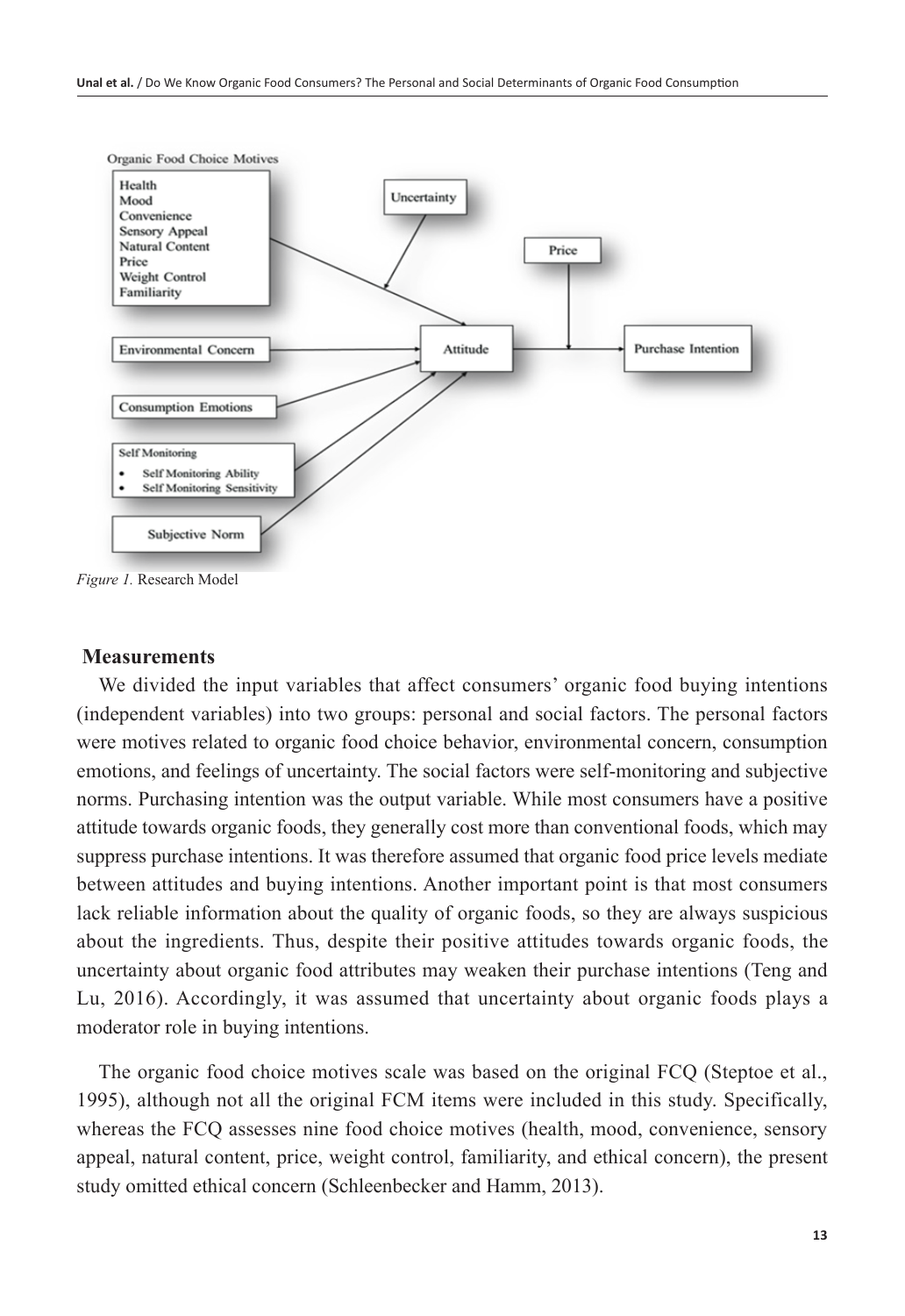*Figure 1.* Research Model

## Measurements

We divided the input variables that affect consumers' organic food buying intentions (independent variables) into two groups: personal and social factors. The personal factors were motives related to organic food choice behavior, environmental concern, consumption emotions, and feelings of uncertainty. The social factors were self-monitoring and subjective norms. Purchasing intention was the output variable. While most consumers have a positive attitude towards organic foods, they generally cost more than conventional foods, which may suppress purchase intentions. It was therefore assumed that organic food price levels mediate between attitudes and buying intentions. Another important point is that most consumers lack reliable information about the quality of organic foods, so they are always suspicious about the ingredients. Thus, despite their positive attitudes towards organic foods, the uncertainty about organic food attributes may weaken their purchase intentions (Teng and Lu, 2016). Accordingly, it was assumed that uncertainty about organic foods plays a moderator role in buying intentions.

The organic food choice motives scale was based on the original FCQ (Steptoe et al., 1995), although not all the original FCM items were included in this study. Specifically, whereas the FCQ assesses nine food choice motives (health, mood, convenience, sensory appeal, natural content, price, weight control, familiarity, and ethical concern), the present study omitted ethical concern (Schleenbecker and Hamm, 2013).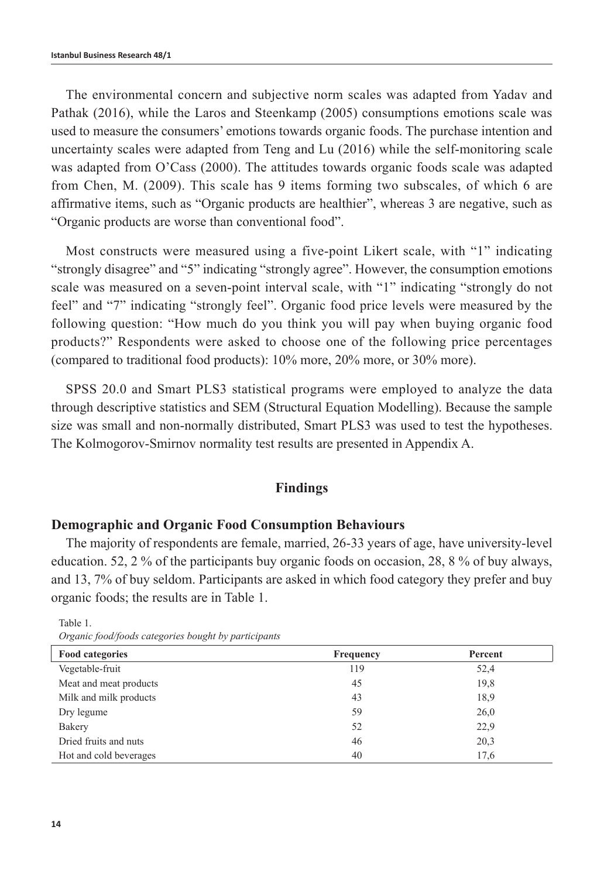The environmental concern and subjective norm scales was adapted from Yadav and Pathak (2016), while the Laros and Steenkamp (2005) consumptions emotions scale was used to measure the consumers' emotions towards organic foods. The purchase intention and uncertainty scales were adapted from Teng and Lu (2016) while the self-monitoring scale was adapted from O'Cass (2000). The attitudes towards organic foods scale was adapted from Chen, M. (2009). This scale has 9 items forming two subscales, of which 6 are affirmative items, such as "Organic products are healthier", whereas 3 are negative, such as "Organic products are worse than conventional food".

Most constructs were measured using a five-point Likert scale, with "1" indicating "strongly disagree" and "5" indicating "strongly agree". However, the consumption emotions scale was measured on a seven-point interval scale, with "1" indicating "strongly do not feel" and "7" indicating "strongly feel". Organic food price levels were measured by the following question: "How much do you think you will pay when buying organic food products?" Respondents were asked to choose one of the following price percentages (compared to traditional food products): 10% more, 20% more, or 30% more).

SPSS 20.0 and Smart PLS3 statistical programs were employed to analyze the data through descriptive statistics and SEM (Structural Equation Modelling). Because the sample size was small and non-normally distributed, Smart PLS3 was used to test the hypotheses. The Kolmogorov-Smirnov normality test results are presented in Appendix A.

## Findings

### Demographic and Organic Food Consumption Behaviours

The majority of respondents are female, married, 26-33 years of age, have university-level education. 52, 2 % of the participants buy organic foods on occasion, 28, 8 % of buy always, and 13, 7% of buy seldom. Participants are asked in which food category they prefer and buy organic foods; the results are in Table 1.

Table 1.
*Organic food/foods categories bought by participants*

| Food categories | Frequency | Percent |
|---|---|---|
| Vegetable-fruit | 119 | 52,4 |
| Meat and meat products | 45 | 19,8 |
| Milk and milk products | 43 | 18,9 |
| Dry legume | 59 | 26,0 |
| Bakery | 52 | 22,9 |
| Dried fruits and nuts | 46 | 20,3 |
| Hot and cold beverages | 40 | 17,6 |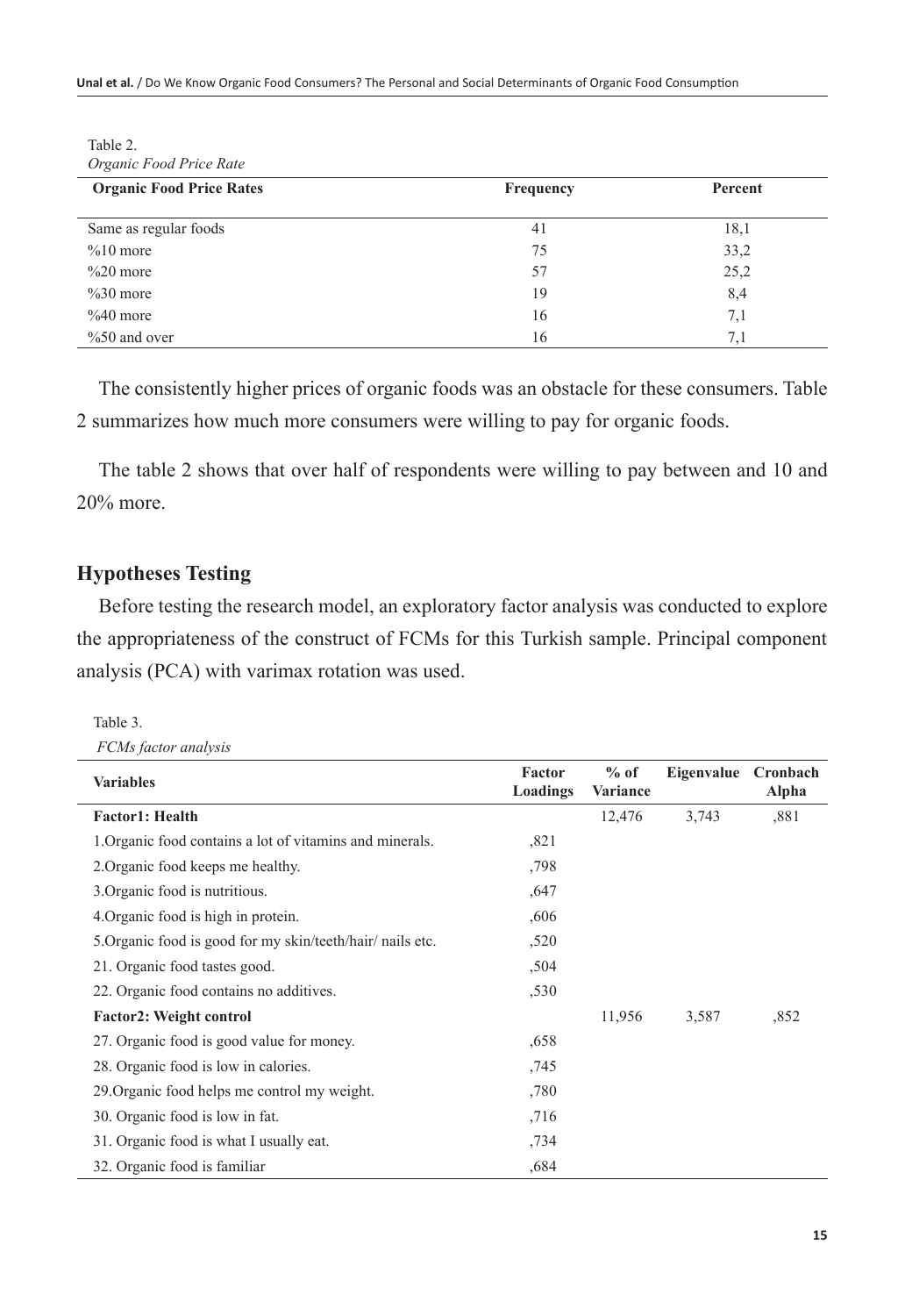Table 2.
*Organic Food Price Rate*

| Organic Food Price Rates | Frequency | Percent |
|---|---|---|
| Same as regular foods | 41 | 18,1 |
| %10 more | 75 | 33,2 |
| %20 more | 57 | 25,2 |
| %30 more | 19 | 8,4 |
| %40 more | 16 | 7,1 |
| %50 and over | 16 | 7,1 |

The consistently higher prices of organic foods was an obstacle for these consumers. Table 2 summarizes how much more consumers were willing to pay for organic foods.

The table 2 shows that over half of respondents were willing to pay between and 10 and 20% more.

## Hypotheses Testing

Before testing the research model, an exploratory factor analysis was conducted to explore the appropriateness of the construct of FCMs for this Turkish sample. Principal component analysis (PCA) with varimax rotation was used.

Table 3.
*FCMs factor analysis*

| Variables | Factor Loadings | % of Variance | Eigenvalue | Cronbach Alpha |
|---|---|---|---|---|
| **Factor1: Health** | | 12,476 | 3,743 | ,881 |
| 1.Organic food contains a lot of vitamins and minerals. | ,821 | | | |
| 2.Organic food keeps me healthy. | ,798 | | | |
| 3.Organic food is nutritious. | ,647 | | | |
| 4.Organic food is high in protein. | ,606 | | | |
| 5.Organic food is good for my skin/teeth/hair/ nails etc. | ,520 | | | |
| 21. Organic food tastes good. | ,504 | | | |
| 22. Organic food contains no additives. | ,530 | | | |
| **Factor2: Weight control** | | 11,956 | 3,587 | ,852 |
| 27. Organic food is good value for money. | ,658 | | | |
| 28. Organic food is low in calories. | ,745 | | | |
| 29.Organic food helps me control my weight. | ,780 | | | |
| 30. Organic food is low in fat. | ,716 | | | |
| 31. Organic food is what I usually eat. | ,734 | | | |
| 32. Organic food is familiar | ,684 | | | |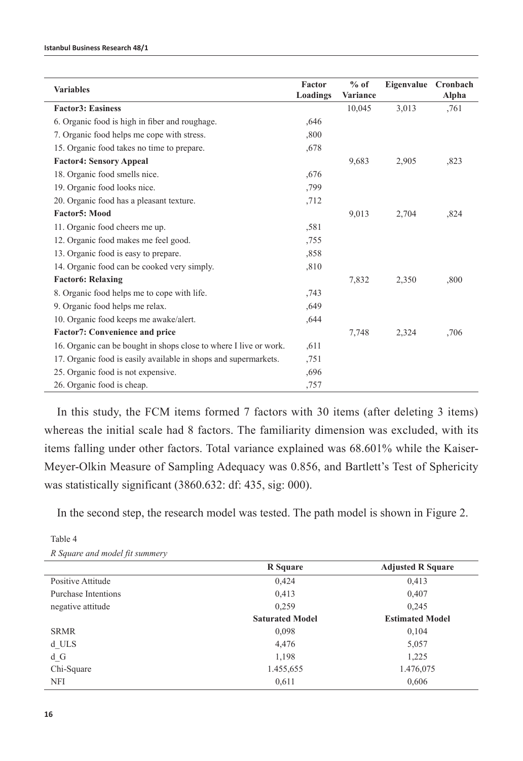| Variables | Factor Loadings | % of Variance | Eigenvalue | Cronbach Alpha |
|---|---|---|---|---|
| **Factor3: Easiness** | | 10,045 | 3,013 | ,761 |
| 6. Organic food is high in fiber and roughage. | ,646 | | | |
| 7. Organic food helps me cope with stress. | ,800 | | | |
| 15. Organic food takes no time to prepare. | ,678 | | | |
| **Factor4: Sensory Appeal** | | 9,683 | 2,905 | ,823 |
| 18. Organic food smells nice. | ,676 | | | |
| 19. Organic food looks nice. | ,799 | | | |
| 20. Organic food has a pleasant texture. | ,712 | | | |
| **Factor5: Mood** | | 9,013 | 2,704 | ,824 |
| 11. Organic food cheers me up. | ,581 | | | |
| 12. Organic food makes me feel good. | ,755 | | | |
| 13. Organic food is easy to prepare. | ,858 | | | |
| 14. Organic food can be cooked very simply. | ,810 | | | |
| **Factor6: Relaxing** | | 7,832 | 2,350 | ,800 |
| 8. Organic food helps me to cope with life. | ,743 | | | |
| 9. Organic food helps me relax. | ,649 | | | |
| 10. Organic food keeps me awake/alert. | ,644 | | | |
| **Factor7: Convenience and price** | | 7,748 | 2,324 | ,706 |
| 16. Organic can be bought in shops close to where I live or work. | ,611 | | | |
| 17. Organic food is easily available in shops and supermarkets. | ,751 | | | |
| 25. Organic food is not expensive. | ,696 | | | |
| 26. Organic food is cheap. | ,757 | | | |

In this study, the FCM items formed 7 factors with 30 items (after deleting 3 items) whereas the initial scale had 8 factors. The familiarity dimension was excluded, with its items falling under other factors. Total variance explained was 68.601% while the Kaiser-Meyer-Olkin Measure of Sampling Adequacy was 0.856, and Bartlett's Test of Sphericity was statistically significant (3860.632: df: 435, sig: 000).

In the second step, the research model was tested. The path model is shown in Figure 2.

Table 4

*R Square and model fit summery*

| | R Square | Adjusted R Square |
|---|---|---|
| Positive Attitude | 0,424 | 0,413 |
| Purchase Intentions | 0,413 | 0,407 |
| negative attitude | 0,259 | 0,245 |
| | **Saturated Model** | **Estimated Model** |
| SRMR | 0,098 | 0,104 |
| d_ULS | 4,476 | 5,057 |
| d_G | 1,198 | 1,225 |
| Chi-Square | 1.455,655 | 1.476,075 |
| NFI | 0,611 | 0,606 |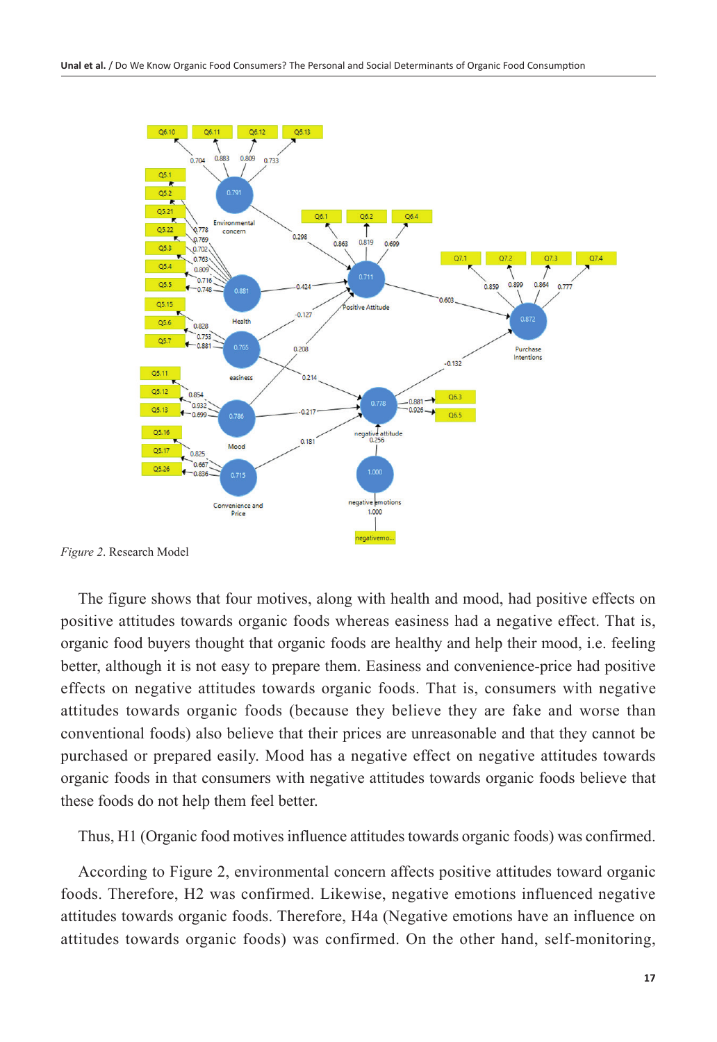*Figure 2*. Research Model

The figure shows that four motives, along with health and mood, had positive effects on positive attitudes towards organic foods whereas easiness had a negative effect. That is, organic food buyers thought that organic foods are healthy and help their mood, i.e. feeling better, although it is not easy to prepare them. Easiness and convenience-price had positive effects on negative attitudes towards organic foods. That is, consumers with negative attitudes towards organic foods (because they believe they are fake and worse than conventional foods) also believe that their prices are unreasonable and that they cannot be purchased or prepared easily. Mood has a negative effect on negative attitudes towards organic foods in that consumers with negative attitudes towards organic foods believe that these foods do not help them feel better.

Thus, H1 (Organic food motives influence attitudes towards organic foods) was confirmed.

According to Figure 2, environmental concern affects positive attitudes toward organic foods. Therefore, H2 was confirmed. Likewise, negative emotions influenced negative attitudes towards organic foods. Therefore, H4a (Negative emotions have an influence on attitudes towards organic foods) was confirmed. On the other hand, self-monitoring,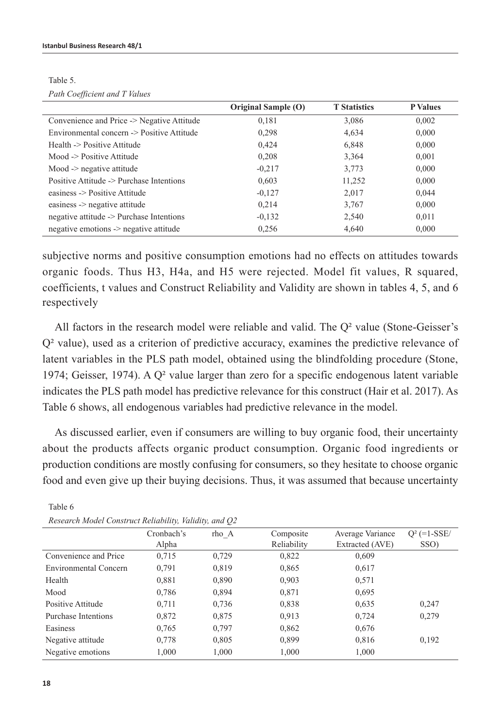Table 5.

*Path Coefficient and T Values*

| | Original Sample (O) | T Statistics | P Values |
|---|---|---|---|
| Convenience and Price -> Negative Attitude | 0,181 | 3,086 | 0,002 |
| Environmental concern -> Positive Attitude | 0,298 | 4,634 | 0,000 |
| Health -> Positive Attitude | 0,424 | 6,848 | 0,000 |
| Mood -> Positive Attitude | 0,208 | 3,364 | 0,001 |
| Mood -> negative attitude | -0,217 | 3,773 | 0,000 |
| Positive Attitude -> Purchase Intentions | 0,603 | 11,252 | 0,000 |
| easiness -> Positive Attitude | -0,127 | 2,017 | 0,044 |
| easiness -> negative attitude | 0,214 | 3,767 | 0,000 |
| negative attitude -> Purchase Intentions | -0,132 | 2,540 | 0,011 |
| negative emotions -> negative attitude | 0,256 | 4,640 | 0,000 |

subjective norms and positive consumption emotions had no effects on attitudes towards organic foods. Thus H3, H4a, and H5 were rejected. Model fit values, R squared, coefficients, t values and Construct Reliability and Validity are shown in tables 4, 5, and 6 respectively

All factors in the research model were reliable and valid. The $Q^2$ value (Stone-Geisser's $Q^2$ value), used as a criterion of predictive accuracy, examines the predictive relevance of latent variables in the PLS path model, obtained using the blindfolding procedure (Stone, 1974; Geisser, 1974). A $Q^2$ value larger than zero for a specific endogenous latent variable indicates the PLS path model has predictive relevance for this construct (Hair et al. 2017). As Table 6 shows, all endogenous variables had predictive relevance in the model.

As discussed earlier, even if consumers are willing to buy organic food, their uncertainty about the products affects organic product consumption. Organic food ingredients or production conditions are mostly confusing for consumers, so they hesitate to choose organic food and even give up their buying decisions. Thus, it was assumed that because uncertainty

Table 6

*Research Model Construct Reliability, Validity, and Q2*

| | Cronbach's Alpha | rho_A | Composite Reliability | Average Variance Extracted (AVE) | $Q^2$ (=1-SSE/SSO) |
|---|---|---|---|---|---|
| Convenience and Price | 0,715 | 0,729 | 0,822 | 0,609 | |
| Environmental Concern | 0,791 | 0,819 | 0,865 | 0,617 | |
| Health | 0,881 | 0,890 | 0,903 | 0,571 | |
| Mood | 0,786 | 0,894 | 0,871 | 0,695 | |
| Positive Attitude | 0,711 | 0,736 | 0,838 | 0,635 | 0,247 |
| Purchase Intentions | 0,872 | 0,875 | 0,913 | 0,724 | 0,279 |
| Easiness | 0,765 | 0,797 | 0,862 | 0,676 | |
| Negative attitude | 0,778 | 0,805 | 0,899 | 0,816 | 0,192 |
| Negative emotions | 1,000 | 1,000 | 1,000 | 1,000 | |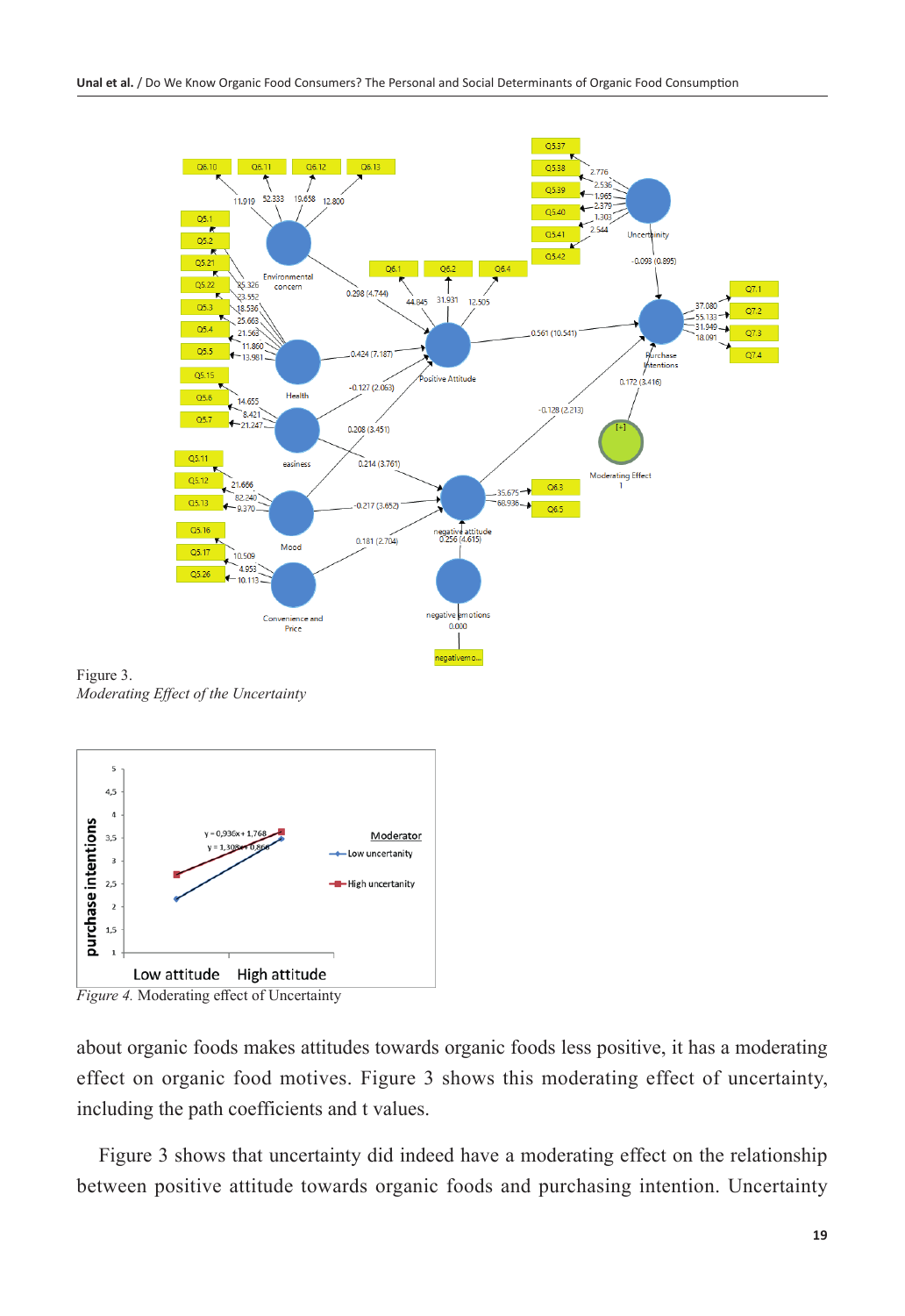Figure 3.
*Moderating Effect of the Uncertainty*

*Figure 4.* Moderating effect of Uncertainty

about organic foods makes attitudes towards organic foods less positive, it has a moderating effect on organic food motives. Figure 3 shows this moderating effect of uncertainty, including the path coefficients and t values.

Figure 3 shows that uncertainty did indeed have a moderating effect on the relationship between positive attitude towards organic foods and purchasing intention. Uncertainty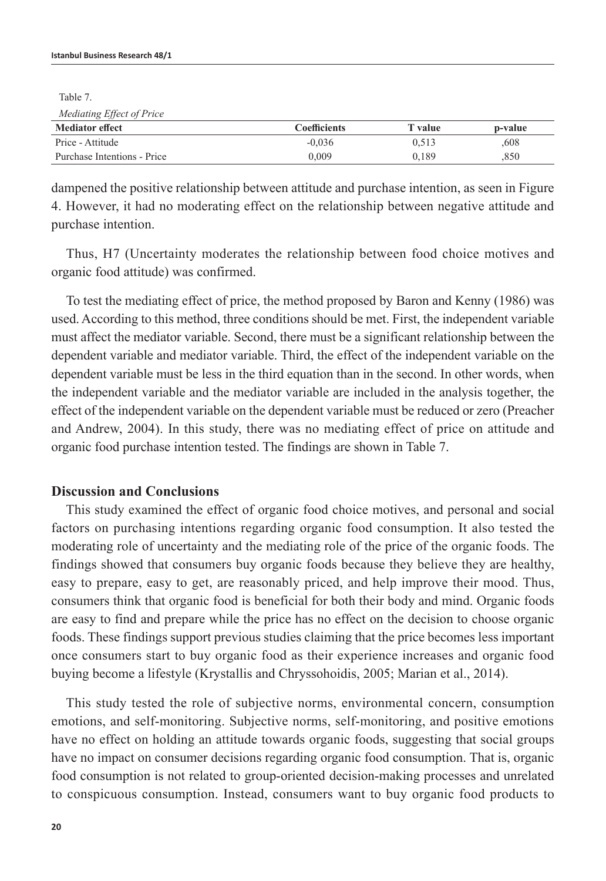Table 7.

*Mediating Effect of Price*

| Mediator effect | Coefficients | T value | p-value |
|---|---|---|---|
| Price - Attitude | -0,036 | 0,513 | ,608 |
| Purchase Intentions - Price | 0,009 | 0,189 | ,850 |

dampened the positive relationship between attitude and purchase intention, as seen in Figure 4. However, it had no moderating effect on the relationship between negative attitude and purchase intention.

Thus, H7 (Uncertainty moderates the relationship between food choice motives and organic food attitude) was confirmed.

To test the mediating effect of price, the method proposed by Baron and Kenny (1986) was used. According to this method, three conditions should be met. First, the independent variable must affect the mediator variable. Second, there must be a significant relationship between the dependent variable and mediator variable. Third, the effect of the independent variable on the dependent variable must be less in the third equation than in the second. In other words, when the independent variable and the mediator variable are included in the analysis together, the effect of the independent variable on the dependent variable must be reduced or zero (Preacher and Andrew, 2004). In this study, there was no mediating effect of price on attitude and organic food purchase intention tested. The findings are shown in Table 7.

## Discussion and Conclusions

This study examined the effect of organic food choice motives, and personal and social factors on purchasing intentions regarding organic food consumption. It also tested the moderating role of uncertainty and the mediating role of the price of the organic foods. The findings showed that consumers buy organic foods because they believe they are healthy, easy to prepare, easy to get, are reasonably priced, and help improve their mood. Thus, consumers think that organic food is beneficial for both their body and mind. Organic foods are easy to find and prepare while the price has no effect on the decision to choose organic foods. These findings support previous studies claiming that the price becomes less important once consumers start to buy organic food as their experience increases and organic food buying become a lifestyle (Krystallis and Chryssohoidis, 2005; Marian et al., 2014).

This study tested the role of subjective norms, environmental concern, consumption emotions, and self-monitoring. Subjective norms, self-monitoring, and positive emotions have no effect on holding an attitude towards organic foods, suggesting that social groups have no impact on consumer decisions regarding organic food consumption. That is, organic food consumption is not related to group-oriented decision-making processes and unrelated to conspicuous consumption. Instead, consumers want to buy organic food products to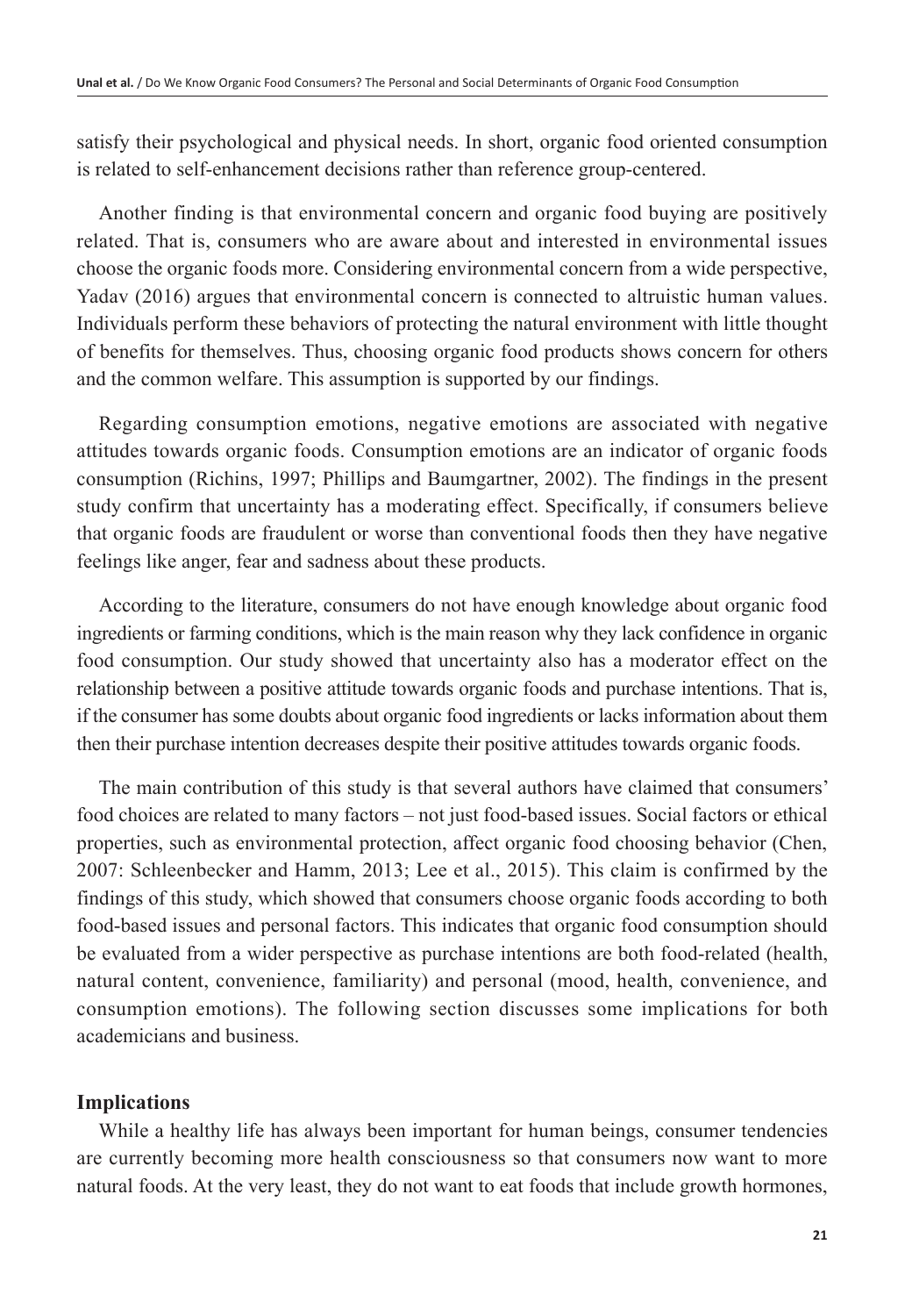satisfy their psychological and physical needs. In short, organic food oriented consumption is related to self-enhancement decisions rather than reference group-centered.

Another finding is that environmental concern and organic food buying are positively related. That is, consumers who are aware about and interested in environmental issues choose the organic foods more. Considering environmental concern from a wide perspective, Yadav (2016) argues that environmental concern is connected to altruistic human values. Individuals perform these behaviors of protecting the natural environment with little thought of benefits for themselves. Thus, choosing organic food products shows concern for others and the common welfare. This assumption is supported by our findings.

Regarding consumption emotions, negative emotions are associated with negative attitudes towards organic foods. Consumption emotions are an indicator of organic foods consumption (Richins, 1997; Phillips and Baumgartner, 2002). The findings in the present study confirm that uncertainty has a moderating effect. Specifically, if consumers believe that organic foods are fraudulent or worse than conventional foods then they have negative feelings like anger, fear and sadness about these products.

According to the literature, consumers do not have enough knowledge about organic food ingredients or farming conditions, which is the main reason why they lack confidence in organic food consumption. Our study showed that uncertainty also has a moderator effect on the relationship between a positive attitude towards organic foods and purchase intentions. That is, if the consumer has some doubts about organic food ingredients or lacks information about them then their purchase intention decreases despite their positive attitudes towards organic foods.

The main contribution of this study is that several authors have claimed that consumers' food choices are related to many factors – not just food-based issues. Social factors or ethical properties, such as environmental protection, affect organic food choosing behavior (Chen, 2007: Schleenbecker and Hamm, 2013; Lee et al., 2015). This claim is confirmed by the findings of this study, which showed that consumers choose organic foods according to both food-based issues and personal factors. This indicates that organic food consumption should be evaluated from a wider perspective as purchase intentions are both food-related (health, natural content, convenience, familiarity) and personal (mood, health, convenience, and consumption emotions). The following section discusses some implications for both academicians and business.

## Implications

While a healthy life has always been important for human beings, consumer tendencies are currently becoming more health consciousness so that consumers now want to more natural foods. At the very least, they do not want to eat foods that include growth hormones,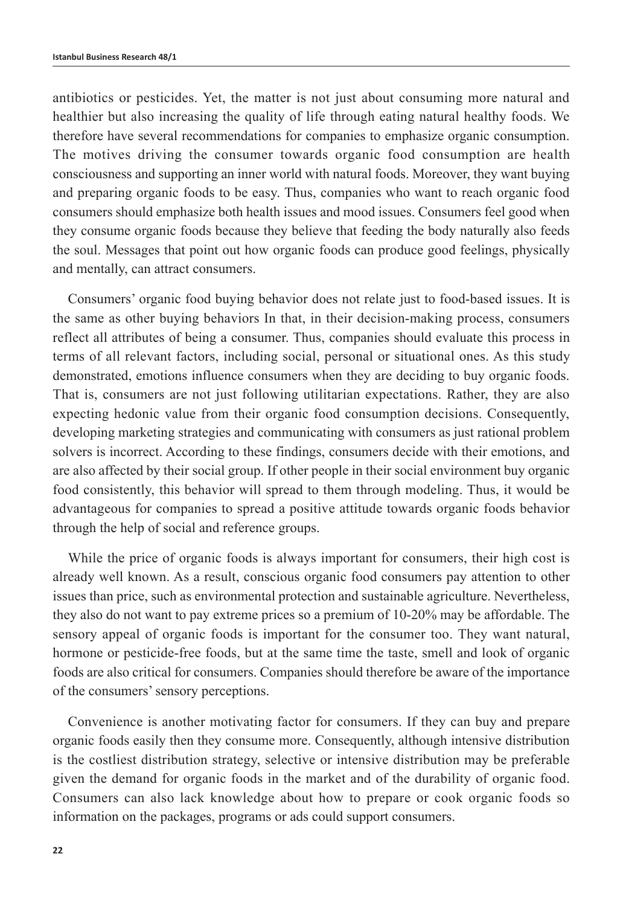antibiotics or pesticides. Yet, the matter is not just about consuming more natural and healthier but also increasing the quality of life through eating natural healthy foods. We therefore have several recommendations for companies to emphasize organic consumption. The motives driving the consumer towards organic food consumption are health consciousness and supporting an inner world with natural foods. Moreover, they want buying and preparing organic foods to be easy. Thus, companies who want to reach organic food consumers should emphasize both health issues and mood issues. Consumers feel good when they consume organic foods because they believe that feeding the body naturally also feeds the soul. Messages that point out how organic foods can produce good feelings, physically and mentally, can attract consumers.

Consumers' organic food buying behavior does not relate just to food-based issues. It is the same as other buying behaviors In that, in their decision-making process, consumers reflect all attributes of being a consumer. Thus, companies should evaluate this process in terms of all relevant factors, including social, personal or situational ones. As this study demonstrated, emotions influence consumers when they are deciding to buy organic foods. That is, consumers are not just following utilitarian expectations. Rather, they are also expecting hedonic value from their organic food consumption decisions. Consequently, developing marketing strategies and communicating with consumers as just rational problem solvers is incorrect. According to these findings, consumers decide with their emotions, and are also affected by their social group. If other people in their social environment buy organic food consistently, this behavior will spread to them through modeling. Thus, it would be advantageous for companies to spread a positive attitude towards organic foods behavior through the help of social and reference groups.

While the price of organic foods is always important for consumers, their high cost is already well known. As a result, conscious organic food consumers pay attention to other issues than price, such as environmental protection and sustainable agriculture. Nevertheless, they also do not want to pay extreme prices so a premium of 10-20% may be affordable. The sensory appeal of organic foods is important for the consumer too. They want natural, hormone or pesticide-free foods, but at the same time the taste, smell and look of organic foods are also critical for consumers. Companies should therefore be aware of the importance of the consumers' sensory perceptions.

Convenience is another motivating factor for consumers. If they can buy and prepare organic foods easily then they consume more. Consequently, although intensive distribution is the costliest distribution strategy, selective or intensive distribution may be preferable given the demand for organic foods in the market and of the durability of organic food. Consumers can also lack knowledge about how to prepare or cook organic foods so information on the packages, programs or ads could support consumers.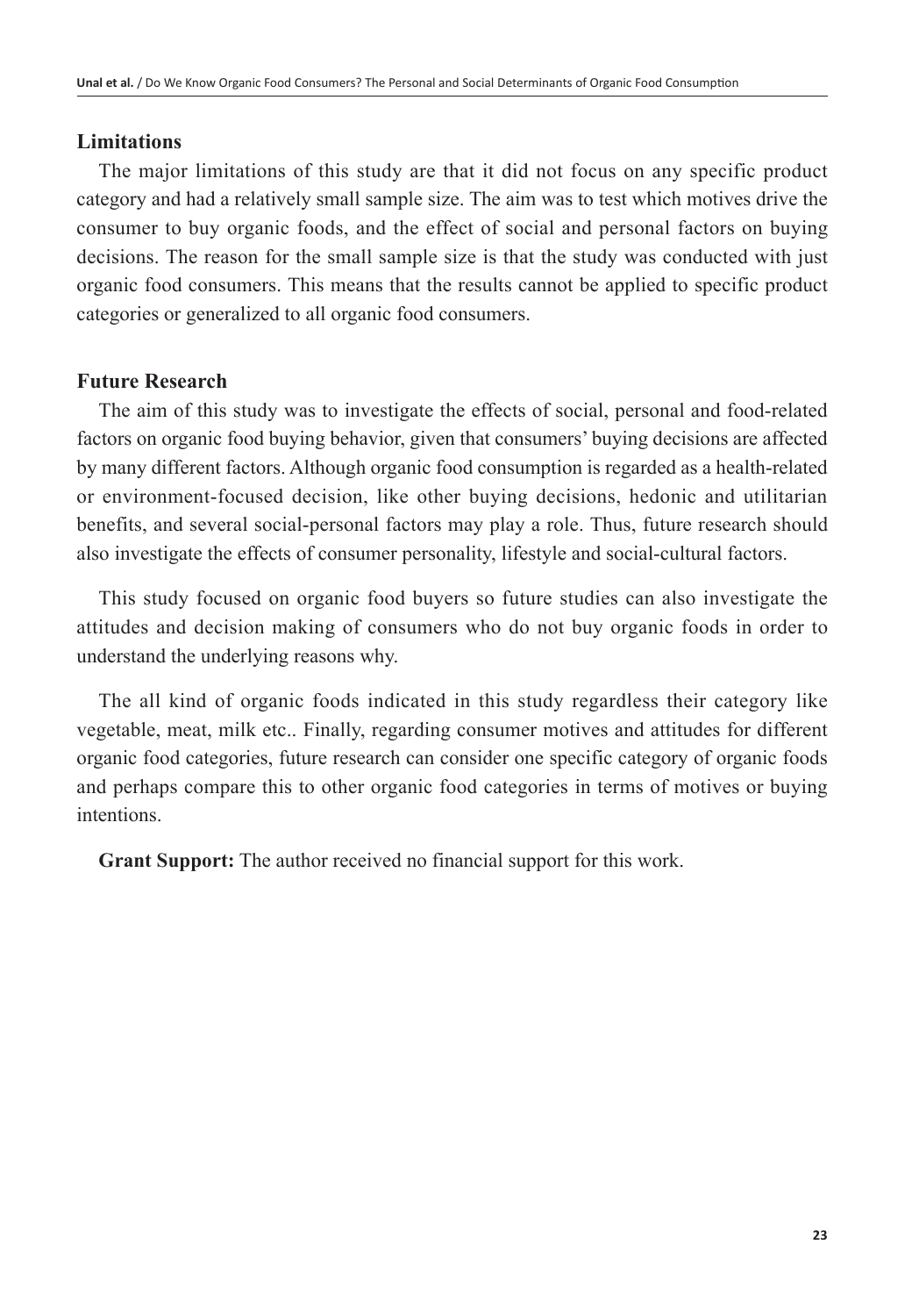## Limitations

The major limitations of this study are that it did not focus on any specific product category and had a relatively small sample size. The aim was to test which motives drive the consumer to buy organic foods, and the effect of social and personal factors on buying decisions. The reason for the small sample size is that the study was conducted with just organic food consumers. This means that the results cannot be applied to specific product categories or generalized to all organic food consumers.

## Future Research

The aim of this study was to investigate the effects of social, personal and food-related factors on organic food buying behavior, given that consumers' buying decisions are affected by many different factors. Although organic food consumption is regarded as a health-related or environment-focused decision, like other buying decisions, hedonic and utilitarian benefits, and several social-personal factors may play a role. Thus, future research should also investigate the effects of consumer personality, lifestyle and social-cultural factors.

This study focused on organic food buyers so future studies can also investigate the attitudes and decision making of consumers who do not buy organic foods in order to understand the underlying reasons why.

The all kind of organic foods indicated in this study regardless their category like vegetable, meat, milk etc.. Finally, regarding consumer motives and attitudes for different organic food categories, future research can consider one specific category of organic foods and perhaps compare this to other organic food categories in terms of motives or buying intentions.

**Grant Support:** The author received no financial support for this work.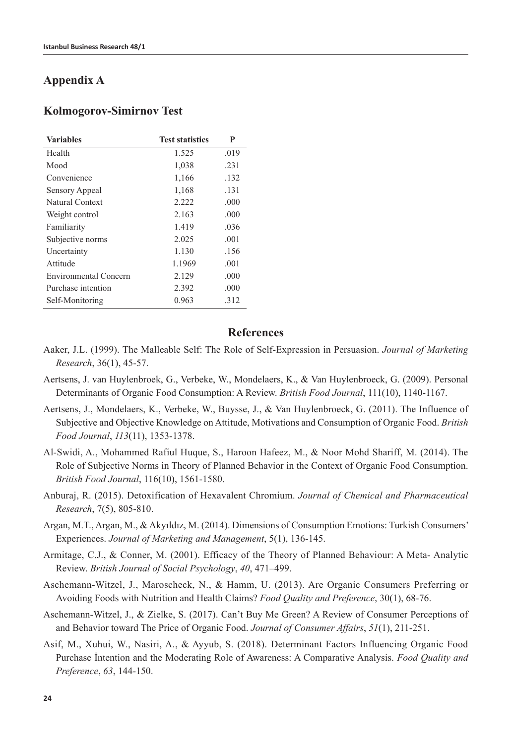## Appendix A

## Kolmogorov-Simirnov Test

| Variables | Test statistics | P |
|---|---|---|
| Health | 1.525 | .019 |
| Mood | 1,038 | .231 |
| Convenience | 1,166 | .132 |
| Sensory Appeal | 1,168 | .131 |
| Natural Context | 2.222 | .000 |
| Weight control | 2.163 | .000 |
| Familiarity | 1.419 | .036 |
| Subjective norms | 2.025 | .001 |
| Uncertainty | 1.130 | .156 |
| Attitude | 1.1969 | .001 |
| Environmental Concern | 2.129 | .000 |
| Purchase intention | 2.392 | .000 |
| Self-Monitoring | 0.963 | .312 |

## References

Aaker, J.L. (1999). The Malleable Self: The Role of Self-Expression in Persuasion. *Journal of Marketing Research*, 36(1), 45-57.

Aertsens, J. van Huylenbroek, G., Verbeke, W., Mondelaers, K., & Van Huylenbroeck, G. (2009). Personal Determinants of Organic Food Consumption: A Review. *British Food Journal*, 111(10), 1140-1167.

Aertsens, J., Mondelaers, K., Verbeke, W., Buysse, J., & Van Huylenbroeck, G. (2011). The Influence of Subjective and Objective Knowledge on Attitude, Motivations and Consumption of Organic Food. *British Food Journal*, *113*(11), 1353-1378.

Al-Swidi, A., Mohammed Rafiul Huque, S., Haroon Hafeez, M., & Noor Mohd Shariff, M. (2014). The Role of Subjective Norms in Theory of Planned Behavior in the Context of Organic Food Consumption. *British Food Journal*, 116(10), 1561-1580.

Anburaj, R. (2015). Detoxification of Hexavalent Chromium. *Journal of Chemical and Pharmaceutical Research*, 7(5), 805-810.

Argan, M.T., Argan, M., & Akyıldız, M. (2014). Dimensions of Consumption Emotions: Turkish Consumers' Experiences. *Journal of Marketing and Management*, 5(1), 136-145.

Armitage, C.J., & Conner, M. (2001). Efficacy of the Theory of Planned Behaviour: A Meta- Analytic Review. *British Journal of Social Psychology*, *40*, 471–499.

Aschemann-Witzel, J., Maroscheck, N., & Hamm, U. (2013). Are Organic Consumers Preferring or Avoiding Foods with Nutrition and Health Claims? *Food Quality and Preference*, 30(1), 68-76.

Aschemann-Witzel, J., & Zielke, S. (2017). Can't Buy Me Green? A Review of Consumer Perceptions of and Behavior toward The Price of Organic Food. *Journal of Consumer Affairs*, *51*(1), 211-251.

Asif, M., Xuhui, W., Nasiri, A., & Ayyub, S. (2018). Determinant Factors Influencing Organic Food Purchase İntention and the Moderating Role of Awareness: A Comparative Analysis. *Food Quality and Preference*, *63*, 144-150.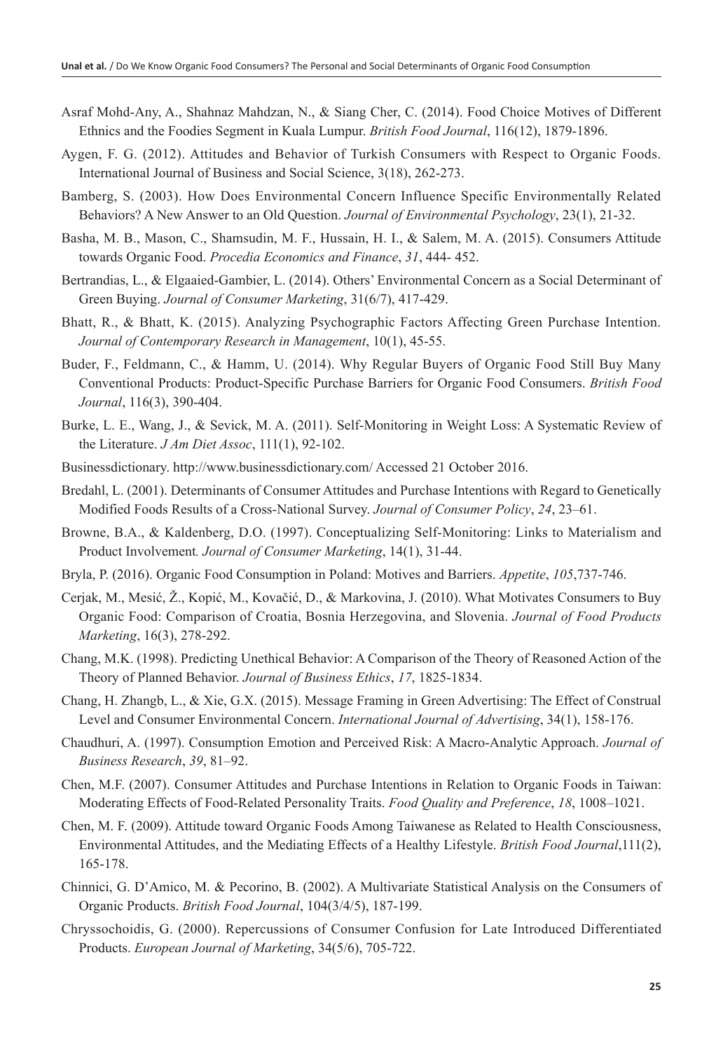Asraf Mohd-Any, A., Shahnaz Mahdzan, N., & Siang Cher, C. (2014). Food Choice Motives of Different Ethnics and the Foodies Segment in Kuala Lumpur. *British Food Journal*, 116(12), 1879-1896.

Aygen, F. G. (2012). Attitudes and Behavior of Turkish Consumers with Respect to Organic Foods. International Journal of Business and Social Science, 3(18), 262-273.

Bamberg, S. (2003). How Does Environmental Concern Influence Specific Environmentally Related Behaviors? A New Answer to an Old Question. *Journal of Environmental Psychology*, 23(1), 21-32.

Basha, M. B., Mason, C., Shamsudin, M. F., Hussain, H. I., & Salem, M. A. (2015). Consumers Attitude towards Organic Food. *Procedia Economics and Finance*, *31*, 444- 452.

Bertrandias, L., & Elgaaied-Gambier, L. (2014). Others' Environmental Concern as a Social Determinant of Green Buying. *Journal of Consumer Marketing*, 31(6/7), 417-429.

Bhatt, R., & Bhatt, K. (2015). Analyzing Psychographic Factors Affecting Green Purchase Intention. *Journal of Contemporary Research in Management*, 10(1), 45-55.

Buder, F., Feldmann, C., & Hamm, U. (2014). Why Regular Buyers of Organic Food Still Buy Many Conventional Products: Product-Specific Purchase Barriers for Organic Food Consumers. *British Food Journal*, 116(3), 390-404.

Burke, L. E., Wang, J., & Sevick, M. A. (2011). Self-Monitoring in Weight Loss: A Systematic Review of the Literature. *J Am Diet Assoc*, 111(1), 92-102.

Businessdictionary. http://www.businessdictionary.com/ Accessed 21 October 2016.

Bredahl, L. (2001). Determinants of Consumer Attitudes and Purchase Intentions with Regard to Genetically Modified Foods Results of a Cross-National Survey. *Journal of Consumer Policy*, *24*, 23–61.

Browne, B.A., & Kaldenberg, D.O. (1997). Conceptualizing Self-Monitoring: Links to Materialism and Product Involvement. *Journal of Consumer Marketing*, 14(1), 31-44.

Bryla, P. (2016). Organic Food Consumption in Poland: Motives and Barriers. *Appetite*, *105*,737-746.

Cerjak, M., Mesić, Ž., Kopić, M., Kovačić, D., & Markovina, J. (2010). What Motivates Consumers to Buy Organic Food: Comparison of Croatia, Bosnia Herzegovina, and Slovenia. *Journal of Food Products Marketing*, 16(3), 278-292.

Chang, M.K. (1998). Predicting Unethical Behavior: A Comparison of the Theory of Reasoned Action of the Theory of Planned Behavior. *Journal of Business Ethics*, *17*, 1825-1834.

Chang, H. Zhangb, L., & Xie, G.X. (2015). Message Framing in Green Advertising: The Effect of Construal Level and Consumer Environmental Concern. *International Journal of Advertising*, 34(1), 158-176.

Chaudhuri, A. (1997). Consumption Emotion and Perceived Risk: A Macro-Analytic Approach. *Journal of Business Research*, *39*, 81–92.

Chen, M.F. (2007). Consumer Attitudes and Purchase Intentions in Relation to Organic Foods in Taiwan: Moderating Effects of Food-Related Personality Traits. *Food Quality and Preference*, *18*, 1008–1021.

Chen, M. F. (2009). Attitude toward Organic Foods Among Taiwanese as Related to Health Consciousness, Environmental Attitudes, and the Mediating Effects of a Healthy Lifestyle. *British Food Journal*,111(2), 165-178.

Chinnici, G. D'Amico, M. & Pecorino, B. (2002). A Multivariate Statistical Analysis on the Consumers of Organic Products. *British Food Journal*, 104(3/4/5), 187-199.

Chryssochoidis, G. (2000). Repercussions of Consumer Confusion for Late Introduced Differentiated Products. *European Journal of Marketing*, 34(5/6), 705-722.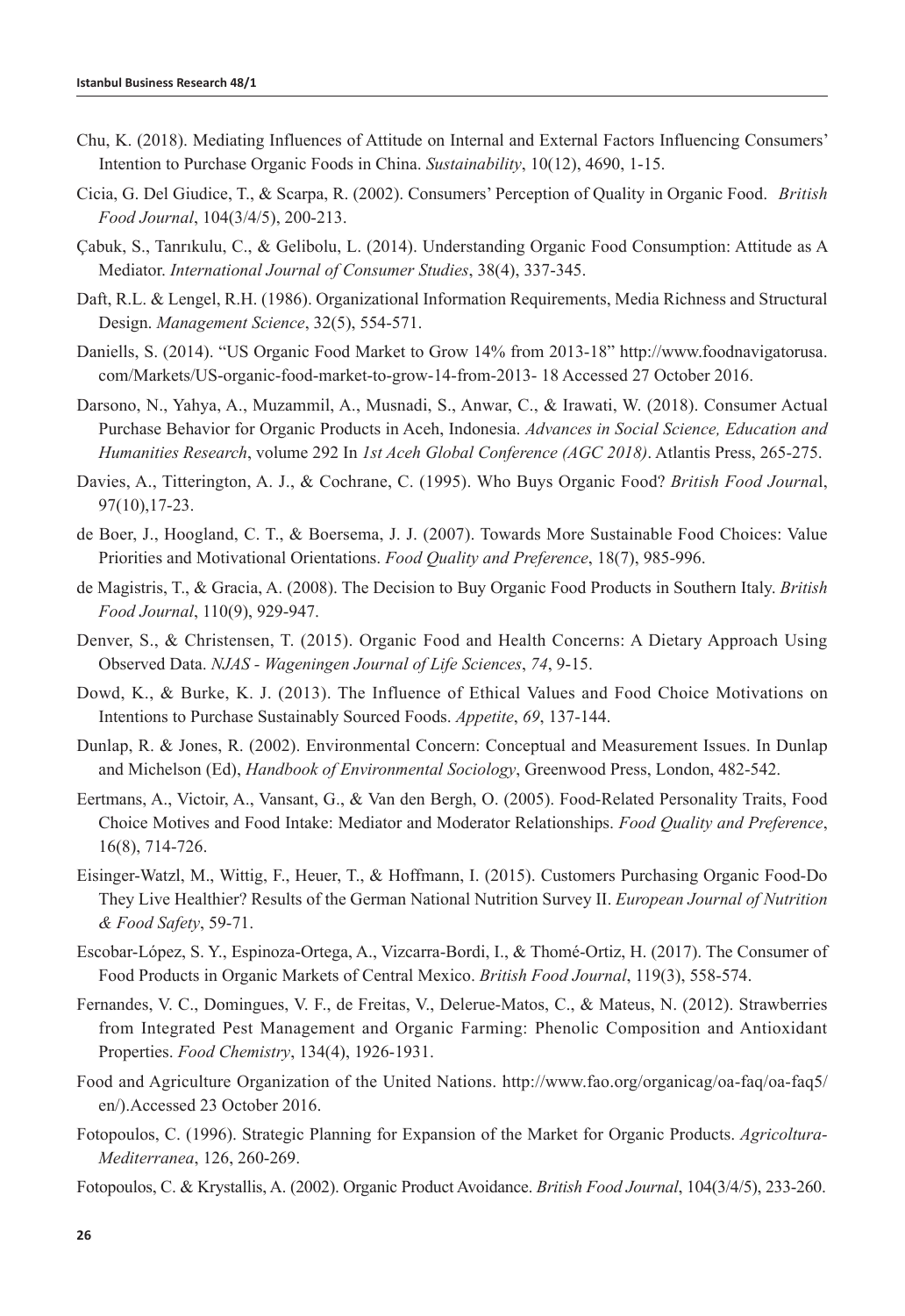Chu, K. (2018). Mediating Influences of Attitude on Internal and External Factors Influencing Consumers' Intention to Purchase Organic Foods in China. *Sustainability*, 10(12), 4690, 1-15.

Cicia, G. Del Giudice, T., & Scarpa, R. (2002). Consumers' Perception of Quality in Organic Food. *British Food Journal*, 104(3/4/5), 200-213.

Çabuk, S., Tanrıkulu, C., & Gelibolu, L. (2014). Understanding Organic Food Consumption: Attitude as A Mediator. *International Journal of Consumer Studies*, 38(4), 337-345.

Daft, R.L. & Lengel, R.H. (1986). Organizational Information Requirements, Media Richness and Structural Design. *Management Science*, 32(5), 554-571.

Daniells, S. (2014). "US Organic Food Market to Grow 14% from 2013-18" http://www.foodnavigatorusa.com/Markets/US-organic-food-market-to-grow-14-from-2013- 18 Accessed 27 October 2016.

Darsono, N., Yahya, A., Muzammil, A., Musnadi, S., Anwar, C., & Irawati, W. (2018). Consumer Actual Purchase Behavior for Organic Products in Aceh, Indonesia. *Advances in Social Science, Education and Humanities Research*, volume 292 In *1st Aceh Global Conference (AGC 2018)*. Atlantis Press, 265-275.

Davies, A., Titterington, A. J., & Cochrane, C. (1995). Who Buys Organic Food? *British Food Journal*, 97(10),17-23.

de Boer, J., Hoogland, C. T., & Boersema, J. J. (2007). Towards More Sustainable Food Choices: Value Priorities and Motivational Orientations. *Food Quality and Preference*, 18(7), 985-996.

de Magistris, T., & Gracia, A. (2008). The Decision to Buy Organic Food Products in Southern Italy. *British Food Journal*, 110(9), 929-947.

Denver, S., & Christensen, T. (2015). Organic Food and Health Concerns: A Dietary Approach Using Observed Data. *NJAS - Wageningen Journal of Life Sciences*, *74*, 9-15.

Dowd, K., & Burke, K. J. (2013). The Influence of Ethical Values and Food Choice Motivations on Intentions to Purchase Sustainably Sourced Foods. *Appetite*, *69*, 137-144.

Dunlap, R. & Jones, R. (2002). Environmental Concern: Conceptual and Measurement Issues. In Dunlap and Michelson (Ed), *Handbook of Environmental Sociology*, Greenwood Press, London, 482-542.

Eertmans, A., Victoir, A., Vansant, G., & Van den Bergh, O. (2005). Food-Related Personality Traits, Food Choice Motives and Food Intake: Mediator and Moderator Relationships. *Food Quality and Preference*, 16(8), 714-726.

Eisinger-Watzl, M., Wittig, F., Heuer, T., & Hoffmann, I. (2015). Customers Purchasing Organic Food-Do They Live Healthier? Results of the German National Nutrition Survey II. *European Journal of Nutrition & Food Safety*, 59-71.

Escobar-López, S. Y., Espinoza-Ortega, A., Vizcarra-Bordi, I., & Thomé-Ortiz, H. (2017). The Consumer of Food Products in Organic Markets of Central Mexico. *British Food Journal*, 119(3), 558-574.

Fernandes, V. C., Domingues, V. F., de Freitas, V., Delerue-Matos, C., & Mateus, N. (2012). Strawberries from Integrated Pest Management and Organic Farming: Phenolic Composition and Antioxidant Properties. *Food Chemistry*, 134(4), 1926-1931.

Food and Agriculture Organization of the United Nations. http://www.fao.org/organicag/oa-faq/oa-faq5/en/).Accessed 23 October 2016.

Fotopoulos, C. (1996). Strategic Planning for Expansion of the Market for Organic Products. *Agricoltura-Mediterranea*, 126, 260-269.

Fotopoulos, C. & Krystallis, A. (2002). Organic Product Avoidance. *British Food Journal*, 104(3/4/5), 233-260.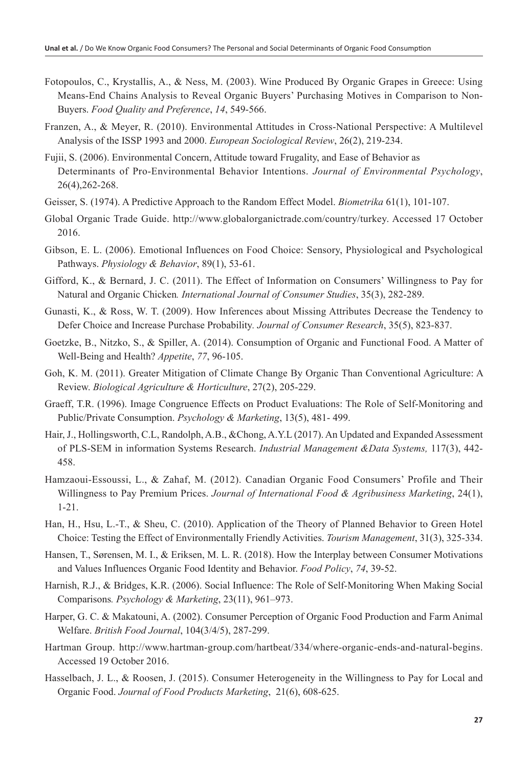Fotopoulos, C., Krystallis, A., & Ness, M. (2003). Wine Produced By Organic Grapes in Greece: Using Means-End Chains Analysis to Reveal Organic Buyers' Purchasing Motives in Comparison to Non-Buyers. *Food Quality and Preference*, *14*, 549-566.

Franzen, A., & Meyer, R. (2010). Environmental Attitudes in Cross-National Perspective: A Multilevel Analysis of the ISSP 1993 and 2000. *European Sociological Review*, 26(2), 219-234.

Fujii, S. (2006). Environmental Concern, Attitude toward Frugality, and Ease of Behavior as Determinants of Pro-Environmental Behavior Intentions. *Journal of Environmental Psychology*, 26(4),262-268.

Geisser, S. (1974). A Predictive Approach to the Random Effect Model. *Biometrika* 61(1), 101-107.

Global Organic Trade Guide. http://www.globalorganictrade.com/country/turkey. Accessed 17 October 2016.

Gibson, E. L. (2006). Emotional Influences on Food Choice: Sensory, Physiological and Psychological Pathways. *Physiology & Behavior*, 89(1), 53-61.

Gifford, K., & Bernard, J. C. (2011). The Effect of Information on Consumers' Willingness to Pay for Natural and Organic Chicken*. International Journal of Consumer Studies*, 35(3), 282-289.

Gunasti, K., & Ross, W. T. (2009). How Inferences about Missing Attributes Decrease the Tendency to Defer Choice and Increase Purchase Probability. *Journal of Consumer Research*, 35(5), 823-837.

Goetzke, B., Nitzko, S., & Spiller, A. (2014). Consumption of Organic and Functional Food. A Matter of Well-Being and Health? *Appetite*, *77*, 96-105.

Goh, K. M. (2011). Greater Mitigation of Climate Change By Organic Than Conventional Agriculture: A Review. *Biological Agriculture & Horticulture*, 27(2), 205-229.

Graeff, T.R. (1996). Image Congruence Effects on Product Evaluations: The Role of Self-Monitoring and Public/Private Consumption. *Psychology & Marketing*, 13(5), 481- 499.

Hair, J., Hollingsworth, C.L, Randolph, A.B., &Chong, A.Y.L (2017). An Updated and Expanded Assessment of PLS-SEM in information Systems Research. *Industrial Management &Data Systems,* 117(3), 442-458.

Hamzaoui-Essoussi, L., & Zahaf, M. (2012). Canadian Organic Food Consumers' Profile and Their Willingness to Pay Premium Prices. *Journal of International Food & Agribusiness Marketing*, 24(1), 1-21.

Han, H., Hsu, L.-T., & Sheu, C. (2010). Application of the Theory of Planned Behavior to Green Hotel Choice: Testing the Effect of Environmentally Friendly Activities. *Tourism Management*, 31(3), 325-334.

Hansen, T., Sørensen, M. I., & Eriksen, M. L. R. (2018). How the Interplay between Consumer Motivations and Values Influences Organic Food Identity and Behavior. *Food Policy*, *74*, 39-52.

Harnish, R.J., & Bridges, K.R. (2006). Social Influence: The Role of Self-Monitoring When Making Social Comparisons*. Psychology & Marketing*, 23(11), 961–973.

Harper, G. C. & Makatouni, A. (2002). Consumer Perception of Organic Food Production and Farm Animal Welfare. *British Food Journal*, 104(3/4/5), 287-299.

Hartman Group. http://www.hartman-group.com/hartbeat/334/where-organic-ends-and-natural-begins. Accessed 19 October 2016.

Hasselbach, J. L., & Roosen, J. (2015). Consumer Heterogeneity in the Willingness to Pay for Local and Organic Food. *Journal of Food Products Marketing*, 21(6), 608-625.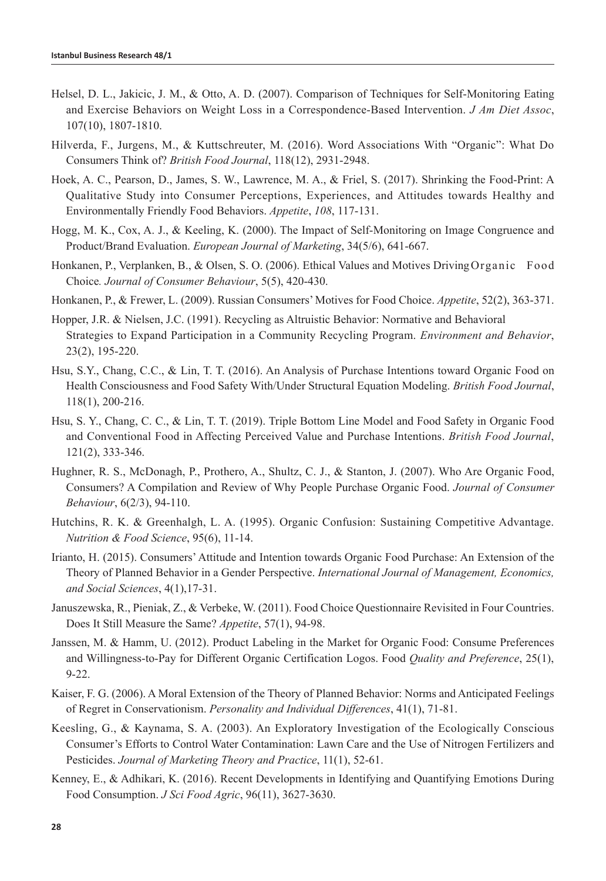Helsel, D. L., Jakicic, J. M., & Otto, A. D. (2007). Comparison of Techniques for Self-Monitoring Eating and Exercise Behaviors on Weight Loss in a Correspondence-Based Intervention. *J Am Diet Assoc*, 107(10), 1807-1810.

Hilverda, F., Jurgens, M., & Kuttschreuter, M. (2016). Word Associations With "Organic": What Do Consumers Think of? *British Food Journal*, 118(12), 2931-2948.

Hoek, A. C., Pearson, D., James, S. W., Lawrence, M. A., & Friel, S. (2017). Shrinking the Food-Print: A Qualitative Study into Consumer Perceptions, Experiences, and Attitudes towards Healthy and Environmentally Friendly Food Behaviors. *Appetite*, *108*, 117-131.

Hogg, M. K., Cox, A. J., & Keeling, K. (2000). The Impact of Self-Monitoring on Image Congruence and Product/Brand Evaluation. *European Journal of Marketing*, 34(5/6), 641-667.

Honkanen, P., Verplanken, B., & Olsen, S. O. (2006). Ethical Values and Motives Driving Organic Food Choice. *Journal of Consumer Behaviour*, 5(5), 420-430.

Honkanen, P., & Frewer, L. (2009). Russian Consumers' Motives for Food Choice. *Appetite*, 52(2), 363-371.

Hopper, J.R. & Nielsen, J.C. (1991). Recycling as Altruistic Behavior: Normative and Behavioral Strategies to Expand Participation in a Community Recycling Program. *Environment and Behavior*, 23(2), 195-220.

Hsu, S.Y., Chang, C.C., & Lin, T. T. (2016). An Analysis of Purchase Intentions toward Organic Food on Health Consciousness and Food Safety With/Under Structural Equation Modeling. *British Food Journal*, 118(1), 200-216.

Hsu, S. Y., Chang, C. C., & Lin, T. T. (2019). Triple Bottom Line Model and Food Safety in Organic Food and Conventional Food in Affecting Perceived Value and Purchase Intentions. *British Food Journal*, 121(2), 333-346.

Hughner, R. S., McDonagh, P., Prothero, A., Shultz, C. J., & Stanton, J. (2007). Who Are Organic Food, Consumers? A Compilation and Review of Why People Purchase Organic Food. *Journal of Consumer Behaviour*, 6(2/3), 94-110.

Hutchins, R. K. & Greenhalgh, L. A. (1995). Organic Confusion: Sustaining Competitive Advantage. *Nutrition & Food Science*, 95(6), 11-14.

Irianto, H. (2015). Consumers' Attitude and Intention towards Organic Food Purchase: An Extension of the Theory of Planned Behavior in a Gender Perspective. *International Journal of Management, Economics, and Social Sciences*, 4(1),17-31.

Januszewska, R., Pieniak, Z., & Verbeke, W. (2011). Food Choice Questionnaire Revisited in Four Countries. Does It Still Measure the Same? *Appetite*, 57(1), 94-98.

Janssen, M. & Hamm, U. (2012). Product Labeling in the Market for Organic Food: Consume Preferences and Willingness-to-Pay for Different Organic Certification Logos. Food *Quality and Preference*, 25(1), 9-22.

Kaiser, F. G. (2006). A Moral Extension of the Theory of Planned Behavior: Norms and Anticipated Feelings of Regret in Conservationism. *Personality and Individual Differences*, 41(1), 71-81.

Keesling, G., & Kaynama, S. A. (2003). An Exploratory Investigation of the Ecologically Conscious Consumer's Efforts to Control Water Contamination: Lawn Care and the Use of Nitrogen Fertilizers and Pesticides. *Journal of Marketing Theory and Practice*, 11(1), 52-61.

Kenney, E., & Adhikari, K. (2016). Recent Developments in Identifying and Quantifying Emotions During Food Consumption. *J Sci Food Agric*, 96(11), 3627-3630.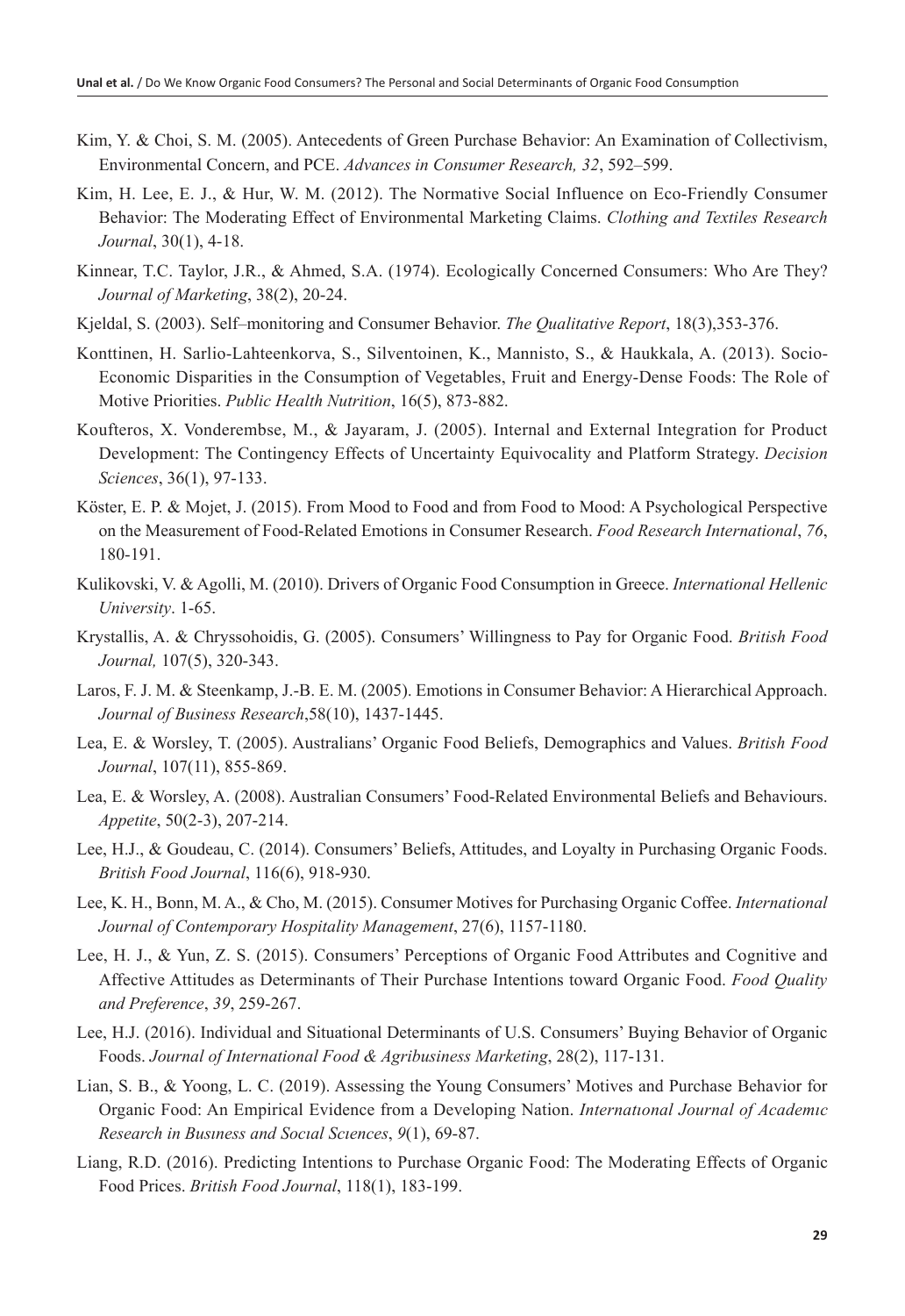Kim, Y. & Choi, S. M. (2005). Antecedents of Green Purchase Behavior: An Examination of Collectivism, Environmental Concern, and PCE. *Advances in Consumer Research, 32*, 592–599.

Kim, H. Lee, E. J., & Hur, W. M. (2012). The Normative Social Influence on Eco-Friendly Consumer Behavior: The Moderating Effect of Environmental Marketing Claims. *Clothing and Textiles Research Journal*, 30(1), 4-18.

Kinnear, T.C. Taylor, J.R., & Ahmed, S.A. (1974). Ecologically Concerned Consumers: Who Are They? *Journal of Marketing*, 38(2), 20-24.

Kjeldal, S. (2003). Self–monitoring and Consumer Behavior. *The Qualitative Report*, 18(3),353-376.

Konttinen, H. Sarlio-Lahteenkorva, S., Silventoinen, K., Mannisto, S., & Haukkala, A. (2013). Socio-Economic Disparities in the Consumption of Vegetables, Fruit and Energy-Dense Foods: The Role of Motive Priorities. *Public Health Nutrition*, 16(5), 873-882.

Koufteros, X. Vonderembse, M., & Jayaram, J. (2005). Internal and External Integration for Product Development: The Contingency Effects of Uncertainty Equivocality and Platform Strategy. *Decision Sciences*, 36(1), 97-133.

Köster, E. P. & Mojet, J. (2015). From Mood to Food and from Food to Mood: A Psychological Perspective on the Measurement of Food-Related Emotions in Consumer Research. *Food Research International*, *76*, 180-191.

Kulikovski, V. & Agolli, M. (2010). Drivers of Organic Food Consumption in Greece. *International Hellenic University*. 1-65.

Krystallis, A. & Chryssohoidis, G. (2005). Consumers' Willingness to Pay for Organic Food. *British Food Journal,* 107(5), 320-343.

Laros, F. J. M. & Steenkamp, J.-B. E. M. (2005). Emotions in Consumer Behavior: A Hierarchical Approach. *Journal of Business Research*,58(10), 1437-1445.

Lea, E. & Worsley, T. (2005). Australians' Organic Food Beliefs, Demographics and Values. *British Food Journal*, 107(11), 855-869.

Lea, E. & Worsley, A. (2008). Australian Consumers' Food-Related Environmental Beliefs and Behaviours. *Appetite*, 50(2-3), 207-214.

Lee, H.J., & Goudeau, C. (2014). Consumers' Beliefs, Attitudes, and Loyalty in Purchasing Organic Foods. *British Food Journal*, 116(6), 918-930.

Lee, K. H., Bonn, M. A., & Cho, M. (2015). Consumer Motives for Purchasing Organic Coffee. *International Journal of Contemporary Hospitality Management*, 27(6), 1157-1180.

Lee, H. J., & Yun, Z. S. (2015). Consumers' Perceptions of Organic Food Attributes and Cognitive and Affective Attitudes as Determinants of Their Purchase Intentions toward Organic Food. *Food Quality and Preference*, *39*, 259-267.

Lee, H.J. (2016). Individual and Situational Determinants of U.S. Consumers' Buying Behavior of Organic Foods. *Journal of International Food & Agribusiness Marketing*, 28(2), 117-131.

Lian, S. B., & Yoong, L. C. (2019). Assessing the Young Consumers' Motives and Purchase Behavior for Organic Food: An Empirical Evidence from a Developing Nation. *Internatıonal Journal of Academıc Research in Busıness and Socıal Scıences*, *9*(1), 69-87.

Liang, R.D. (2016). Predicting Intentions to Purchase Organic Food: The Moderating Effects of Organic Food Prices. *British Food Journal*, 118(1), 183-199.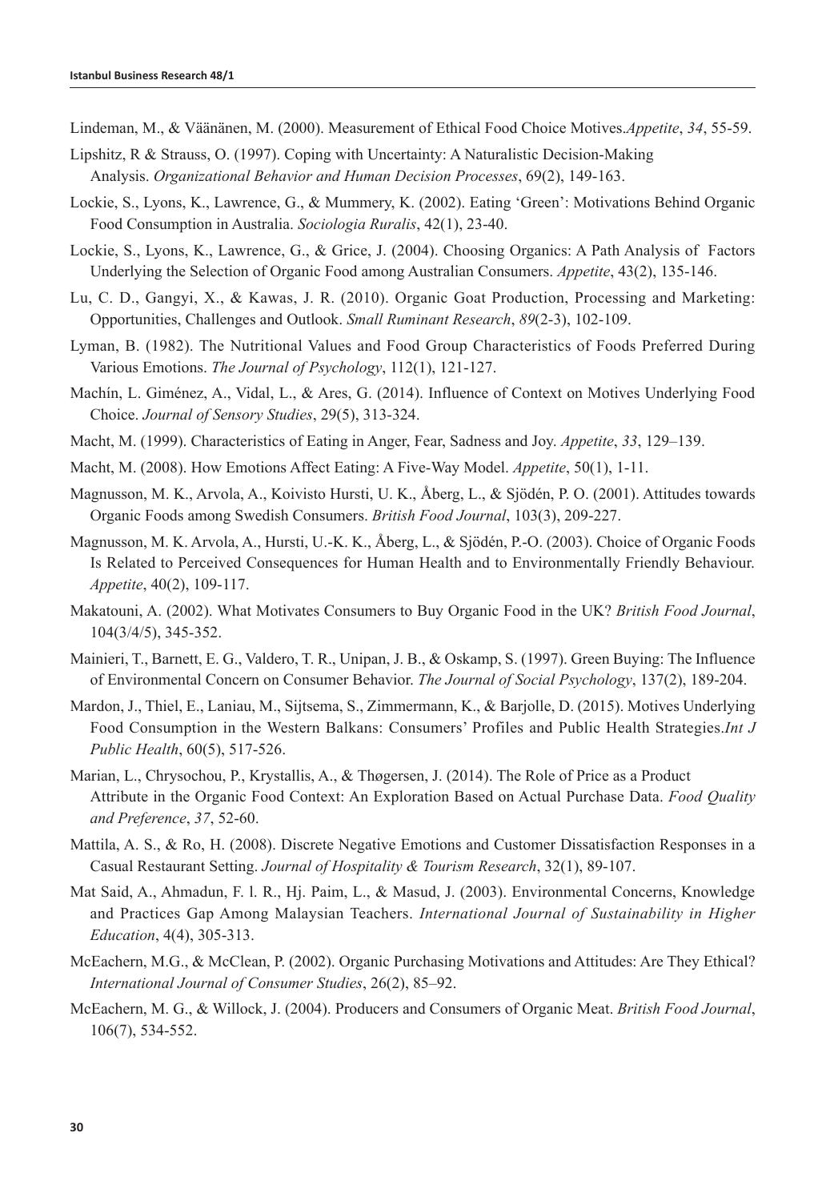Lindeman, M., & Väänänen, M. (2000). Measurement of Ethical Food Choice Motives.*Appetite*, *34*, 55-59.

Lipshitz, R & Strauss, O. (1997). Coping with Uncertainty: A Naturalistic Decision-Making Analysis. *Organizational Behavior and Human Decision Processes*, 69(2), 149-163.

Lockie, S., Lyons, K., Lawrence, G., & Mummery, K. (2002). Eating 'Green': Motivations Behind Organic Food Consumption in Australia. *Sociologia Ruralis*, 42(1), 23-40.

Lockie, S., Lyons, K., Lawrence, G., & Grice, J. (2004). Choosing Organics: A Path Analysis of Factors Underlying the Selection of Organic Food among Australian Consumers. *Appetite*, 43(2), 135-146.

Lu, C. D., Gangyi, X., & Kawas, J. R. (2010). Organic Goat Production, Processing and Marketing: Opportunities, Challenges and Outlook. *Small Ruminant Research*, *89*(2-3), 102-109.

Lyman, B. (1982). The Nutritional Values and Food Group Characteristics of Foods Preferred During Various Emotions. *The Journal of Psychology*, 112(1), 121-127.

Machín, L. Giménez, A., Vidal, L., & Ares, G. (2014). Influence of Context on Motives Underlying Food Choice. *Journal of Sensory Studies*, 29(5), 313-324.

Macht, M. (1999). Characteristics of Eating in Anger, Fear, Sadness and Joy. *Appetite*, *33*, 129–139.

Macht, M. (2008). How Emotions Affect Eating: A Five-Way Model. *Appetite*, 50(1), 1-11.

Magnusson, M. K., Arvola, A., Koivisto Hursti, U. K., Åberg, L., & Sjödén, P. O. (2001). Attitudes towards Organic Foods among Swedish Consumers. *British Food Journal*, 103(3), 209-227.

Magnusson, M. K. Arvola, A., Hursti, U.-K. K., Åberg, L., & Sjödén, P.-O. (2003). Choice of Organic Foods Is Related to Perceived Consequences for Human Health and to Environmentally Friendly Behaviour. *Appetite*, 40(2), 109-117.

Makatouni, A. (2002). What Motivates Consumers to Buy Organic Food in the UK? *British Food Journal*, 104(3/4/5), 345-352.

Mainieri, T., Barnett, E. G., Valdero, T. R., Unipan, J. B., & Oskamp, S. (1997). Green Buying: The Influence of Environmental Concern on Consumer Behavior. *The Journal of Social Psychology*, 137(2), 189-204.

Mardon, J., Thiel, E., Laniau, M., Sijtsema, S., Zimmermann, K., & Barjolle, D. (2015). Motives Underlying Food Consumption in the Western Balkans: Consumers' Profiles and Public Health Strategies.*Int J Public Health*, 60(5), 517-526.

Marian, L., Chrysochou, P., Krystallis, A., & Thøgersen, J. (2014). The Role of Price as a Product Attribute in the Organic Food Context: An Exploration Based on Actual Purchase Data. *Food Quality and Preference*, *37*, 52-60.

Mattila, A. S., & Ro, H. (2008). Discrete Negative Emotions and Customer Dissatisfaction Responses in a Casual Restaurant Setting. *Journal of Hospitality & Tourism Research*, 32(1), 89-107.

Mat Said, A., Ahmadun, F. l. R., Hj. Paim, L., & Masud, J. (2003). Environmental Concerns, Knowledge and Practices Gap Among Malaysian Teachers. *International Journal of Sustainability in Higher Education*, 4(4), 305-313.

McEachern, M.G., & McClean, P. (2002). Organic Purchasing Motivations and Attitudes: Are They Ethical? *International Journal of Consumer Studies*, 26(2), 85–92.

McEachern, M. G., & Willock, J. (2004). Producers and Consumers of Organic Meat. *British Food Journal*, 106(7), 534-552.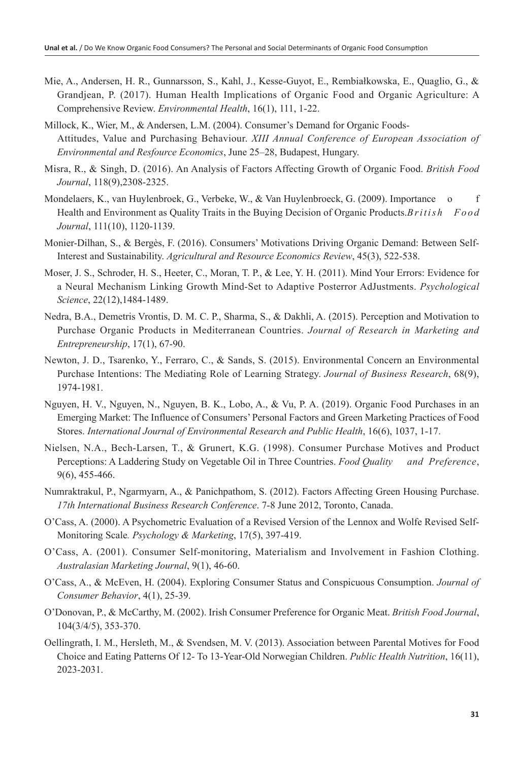Mie, A., Andersen, H. R., Gunnarsson, S., Kahl, J., Kesse-Guyot, E., Rembiałkowska, E., Quaglio, G., & Grandjean, P. (2017). Human Health Implications of Organic Food and Organic Agriculture: A Comprehensive Review. *Environmental Health*, 16(1), 111, 1-22.

Millock, K., Wier, M., & Andersen, L.M. (2004). Consumer's Demand for Organic Foods-Attitudes, Value and Purchasing Behaviour. *XIII Annual Conference of European Association of Environmental and Resfource Economics*, June 25–28, Budapest, Hungary.

Misra, R., & Singh, D. (2016). An Analysis of Factors Affecting Growth of Organic Food. *British Food Journal*, 118(9),2308-2325.

Mondelaers, K., van Huylenbroek, G., Verbeke, W., & Van Huylenbroeck, G. (2009). Importance of Health and Environment as Quality Traits in the Buying Decision of Organic Products.*British Food Journal*, 111(10), 1120-1139.

Monier-Dilhan, S., & Bergès, F. (2016). Consumers' Motivations Driving Organic Demand: Between Self-Interest and Sustainability. *Agricultural and Resource Economics Review*, 45(3), 522-538.

Moser, J. S., Schroder, H. S., Heeter, C., Moran, T. P., & Lee, Y. H. (2011). Mind Your Errors: Evidence for a Neural Mechanism Linking Growth Mind-Set to Adaptive Posterror AdJustments. *Psychological Science*, 22(12),1484-1489.

Nedra, B.A., Demetris Vrontis, D. M. C. P., Sharma, S., & Dakhli, A. (2015). Perception and Motivation to Purchase Organic Products in Mediterranean Countries. *Journal of Research in Marketing and Entrepreneurship*, 17(1), 67-90.

Newton, J. D., Tsarenko, Y., Ferraro, C., & Sands, S. (2015). Environmental Concern an Environmental Purchase Intentions: The Mediating Role of Learning Strategy. *Journal of Business Research*, 68(9), 1974-1981.

Nguyen, H. V., Nguyen, N., Nguyen, B. K., Lobo, A., & Vu, P. A. (2019). Organic Food Purchases in an Emerging Market: The Influence of Consumers' Personal Factors and Green Marketing Practices of Food Stores. *International Journal of Environmental Research and Public Health*, 16(6), 1037, 1-17.

Nielsen, N.A., Bech-Larsen, T., & Grunert, K.G. (1998). Consumer Purchase Motives and Product Perceptions: A Laddering Study on Vegetable Oil in Three Countries. *Food Quality and Preference*, 9(6), 455-466.

Numraktrakul, P., Ngarmyarn, A., & Panichpathom, S. (2012). Factors Affecting Green Housing Purchase. *17th International Business Research Conference*. 7-8 June 2012, Toronto, Canada.

O'Cass, A. (2000). A Psychometric Evaluation of a Revised Version of the Lennox and Wolfe Revised Self-Monitoring Scale*. Psychology & Marketing*, 17(5), 397-419.

O'Cass, A. (2001). Consumer Self-monitoring, Materialism and Involvement in Fashion Clothing. *Australasian Marketing Journal*, 9(1), 46-60.

O'Cass, A., & McEven, H. (2004). Exploring Consumer Status and Conspicuous Consumption. *Journal of Consumer Behavior*, 4(1), 25-39.

O'Donovan, P., & McCarthy, M. (2002). Irish Consumer Preference for Organic Meat. *British Food Journal*, 104(3/4/5), 353-370.

Oellingrath, I. M., Hersleth, M., & Svendsen, M. V. (2013). Association between Parental Motives for Food Choice and Eating Patterns Of 12- To 13-Year-Old Norwegian Children. *Public Health Nutrition*, 16(11), 2023-2031.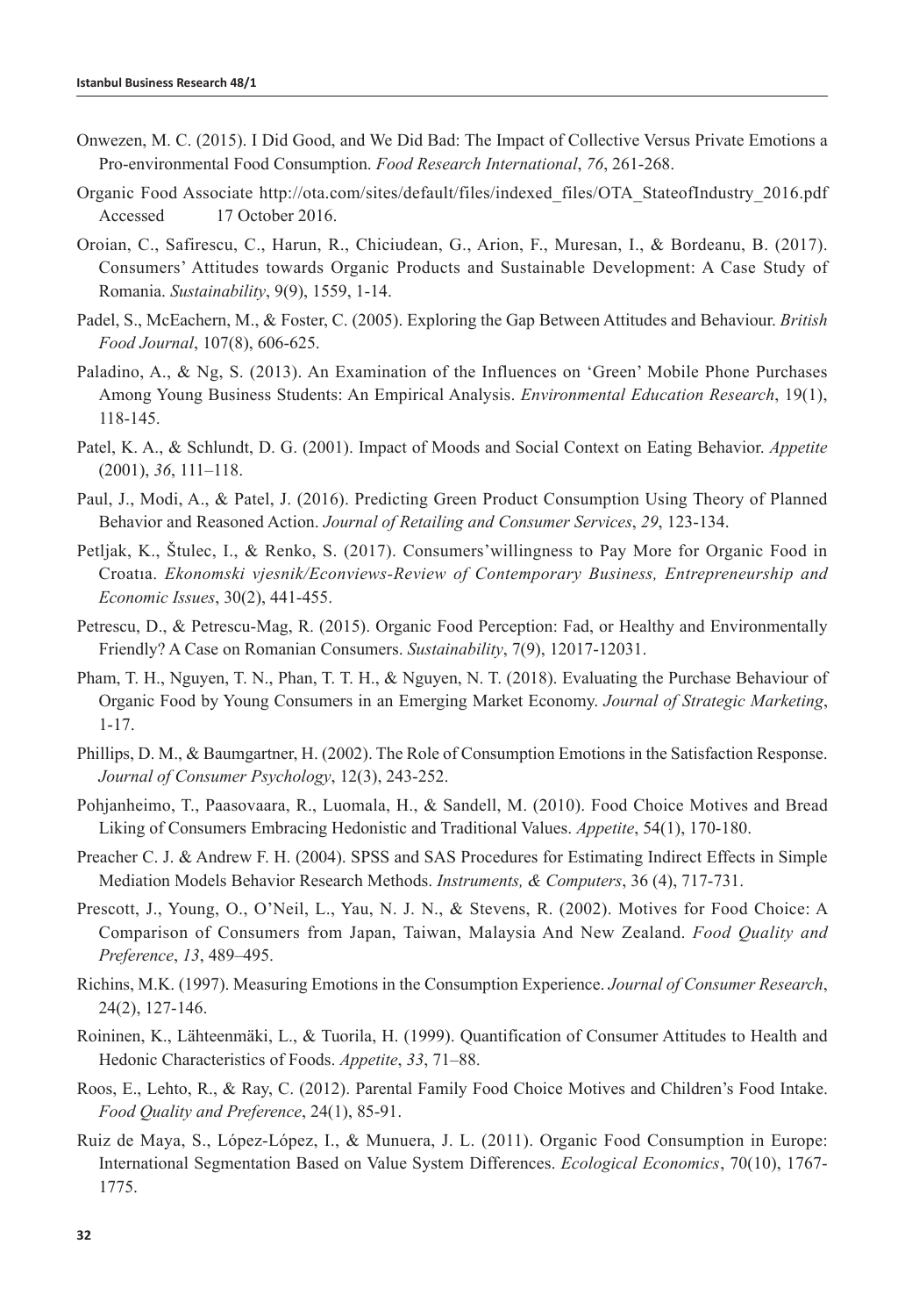Onwezen, M. C. (2015). I Did Good, and We Did Bad: The Impact of Collective Versus Private Emotions a Pro-environmental Food Consumption. *Food Research International*, *76*, 261-268.

Organic Food Associate http://ota.com/sites/default/files/indexed_files/OTA_StateofIndustry_2016.pdf Accessed 17 October 2016.

Oroian, C., Safirescu, C., Harun, R., Chiciudean, G., Arion, F., Muresan, I., & Bordeanu, B. (2017). Consumers' Attitudes towards Organic Products and Sustainable Development: A Case Study of Romania. *Sustainability*, 9(9), 1559, 1-14.

Padel, S., McEachern, M., & Foster, C. (2005). Exploring the Gap Between Attitudes and Behaviour. *British Food Journal*, 107(8), 606-625.

Paladino, A., & Ng, S. (2013). An Examination of the Influences on 'Green' Mobile Phone Purchases Among Young Business Students: An Empirical Analysis. *Environmental Education Research*, 19(1), 118-145.

Patel, K. A., & Schlundt, D. G. (2001). Impact of Moods and Social Context on Eating Behavior. *Appetite* (2001), *36*, 111–118.

Paul, J., Modi, A., & Patel, J. (2016). Predicting Green Product Consumption Using Theory of Planned Behavior and Reasoned Action. *Journal of Retailing and Consumer Services*, *29*, 123-134.

Petljak, K., Štulec, I., & Renko, S. (2017). Consumers'willingness to Pay More for Organic Food in Croatıa. *Ekonomski vjesnik/Econviews-Review of Contemporary Business, Entrepreneurship and Economic Issues*, 30(2), 441-455.

Petrescu, D., & Petrescu-Mag, R. (2015). Organic Food Perception: Fad, or Healthy and Environmentally Friendly? A Case on Romanian Consumers. *Sustainability*, 7(9), 12017-12031.

Pham, T. H., Nguyen, T. N., Phan, T. T. H., & Nguyen, N. T. (2018). Evaluating the Purchase Behaviour of Organic Food by Young Consumers in an Emerging Market Economy. *Journal of Strategic Marketing*, 1-17.

Phillips, D. M., & Baumgartner, H. (2002). The Role of Consumption Emotions in the Satisfaction Response. *Journal of Consumer Psychology*, 12(3), 243-252.

Pohjanheimo, T., Paasovaara, R., Luomala, H., & Sandell, M. (2010). Food Choice Motives and Bread Liking of Consumers Embracing Hedonistic and Traditional Values. *Appetite*, 54(1), 170-180.

Preacher C. J. & Andrew F. H. (2004). SPSS and SAS Procedures for Estimating Indirect Effects in Simple Mediation Models Behavior Research Methods. *Instruments, & Computers*, 36 (4), 717-731.

Prescott, J., Young, O., O'Neil, L., Yau, N. J. N., & Stevens, R. (2002). Motives for Food Choice: A Comparison of Consumers from Japan, Taiwan, Malaysia And New Zealand. *Food Quality and Preference*, *13*, 489–495.

Richins, M.K. (1997). Measuring Emotions in the Consumption Experience. *Journal of Consumer Research*, 24(2), 127-146.

Roininen, K., Lähteenmäki, L., & Tuorila, H. (1999). Quantification of Consumer Attitudes to Health and Hedonic Characteristics of Foods. *Appetite*, *33*, 71–88.

Roos, E., Lehto, R., & Ray, C. (2012). Parental Family Food Choice Motives and Children's Food Intake. *Food Quality and Preference*, 24(1), 85-91.

Ruiz de Maya, S., López-López, I., & Munuera, J. L. (2011). Organic Food Consumption in Europe: International Segmentation Based on Value System Differences. *Ecological Economics*, 70(10), 1767-1775.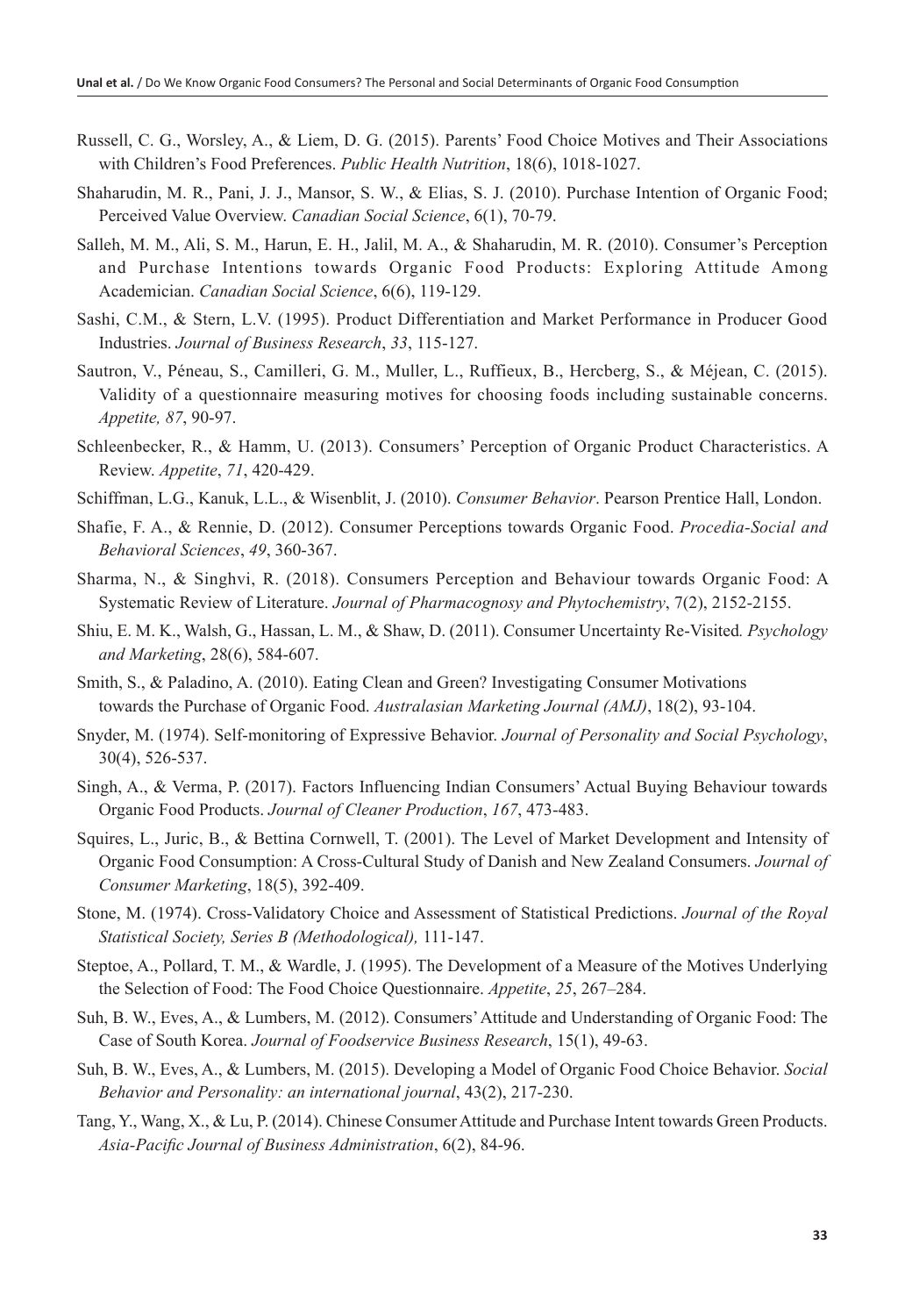Russell, C. G., Worsley, A., & Liem, D. G. (2015). Parents' Food Choice Motives and Their Associations with Children's Food Preferences. *Public Health Nutrition*, 18(6), 1018-1027.

Shaharudin, M. R., Pani, J. J., Mansor, S. W., & Elias, S. J. (2010). Purchase Intention of Organic Food; Perceived Value Overview. *Canadian Social Science*, 6(1), 70-79.

Salleh, M. M., Ali, S. M., Harun, E. H., Jalil, M. A., & Shaharudin, M. R. (2010). Consumer's Perception and Purchase Intentions towards Organic Food Products: Exploring Attitude Among Academician. *Canadian Social Science*, 6(6), 119-129.

Sashi, C.M., & Stern, L.V. (1995). Product Differentiation and Market Performance in Producer Good Industries. *Journal of Business Research*, *33*, 115-127.

Sautron, V., Péneau, S., Camilleri, G. M., Muller, L., Ruffieux, B., Hercberg, S., & Méjean, C. (2015). Validity of a questionnaire measuring motives for choosing foods including sustainable concerns. *Appetite, 87*, 90-97.

Schleenbecker, R., & Hamm, U. (2013). Consumers' Perception of Organic Product Characteristics. A Review. *Appetite*, *71*, 420-429.

Schiffman, L.G., Kanuk, L.L., & Wisenblit, J. (2010). *Consumer Behavior*. Pearson Prentice Hall, London.

Shafie, F. A., & Rennie, D. (2012). Consumer Perceptions towards Organic Food. *Procedia-Social and Behavioral Sciences*, *49*, 360-367.

Sharma, N., & Singhvi, R. (2018). Consumers Perception and Behaviour towards Organic Food: A Systematic Review of Literature. *Journal of Pharmacognosy and Phytochemistry*, 7(2), 2152-2155.

Shiu, E. M. K., Walsh, G., Hassan, L. M., & Shaw, D. (2011). Consumer Uncertainty Re-Visited*. Psychology and Marketing*, 28(6), 584-607.

Smith, S., & Paladino, A. (2010). Eating Clean and Green? Investigating Consumer Motivations towards the Purchase of Organic Food. *Australasian Marketing Journal (AMJ)*, 18(2), 93-104.

Snyder, M. (1974). Self-monitoring of Expressive Behavior. *Journal of Personality and Social Psychology*, 30(4), 526-537.

Singh, A., & Verma, P. (2017). Factors Influencing Indian Consumers' Actual Buying Behaviour towards Organic Food Products. *Journal of Cleaner Production*, *167*, 473-483.

Squires, L., Juric, B., & Bettina Cornwell, T. (2001). The Level of Market Development and Intensity of Organic Food Consumption: A Cross-Cultural Study of Danish and New Zealand Consumers. *Journal of Consumer Marketing*, 18(5), 392-409.

Stone, M. (1974). Cross-Validatory Choice and Assessment of Statistical Predictions. *Journal of the Royal Statistical Society, Series B (Methodological),* 111-147.

Steptoe, A., Pollard, T. M., & Wardle, J. (1995). The Development of a Measure of the Motives Underlying the Selection of Food: The Food Choice Questionnaire. *Appetite*, *25*, 267–284.

Suh, B. W., Eves, A., & Lumbers, M. (2012). Consumers' Attitude and Understanding of Organic Food: The Case of South Korea. *Journal of Foodservice Business Research*, 15(1), 49-63.

Suh, B. W., Eves, A., & Lumbers, M. (2015). Developing a Model of Organic Food Choice Behavior. *Social Behavior and Personality: an international journal*, 43(2), 217-230.

Tang, Y., Wang, X., & Lu, P. (2014). Chinese Consumer Attitude and Purchase Intent towards Green Products. *Asia-Pacific Journal of Business Administration*, 6(2), 84-96.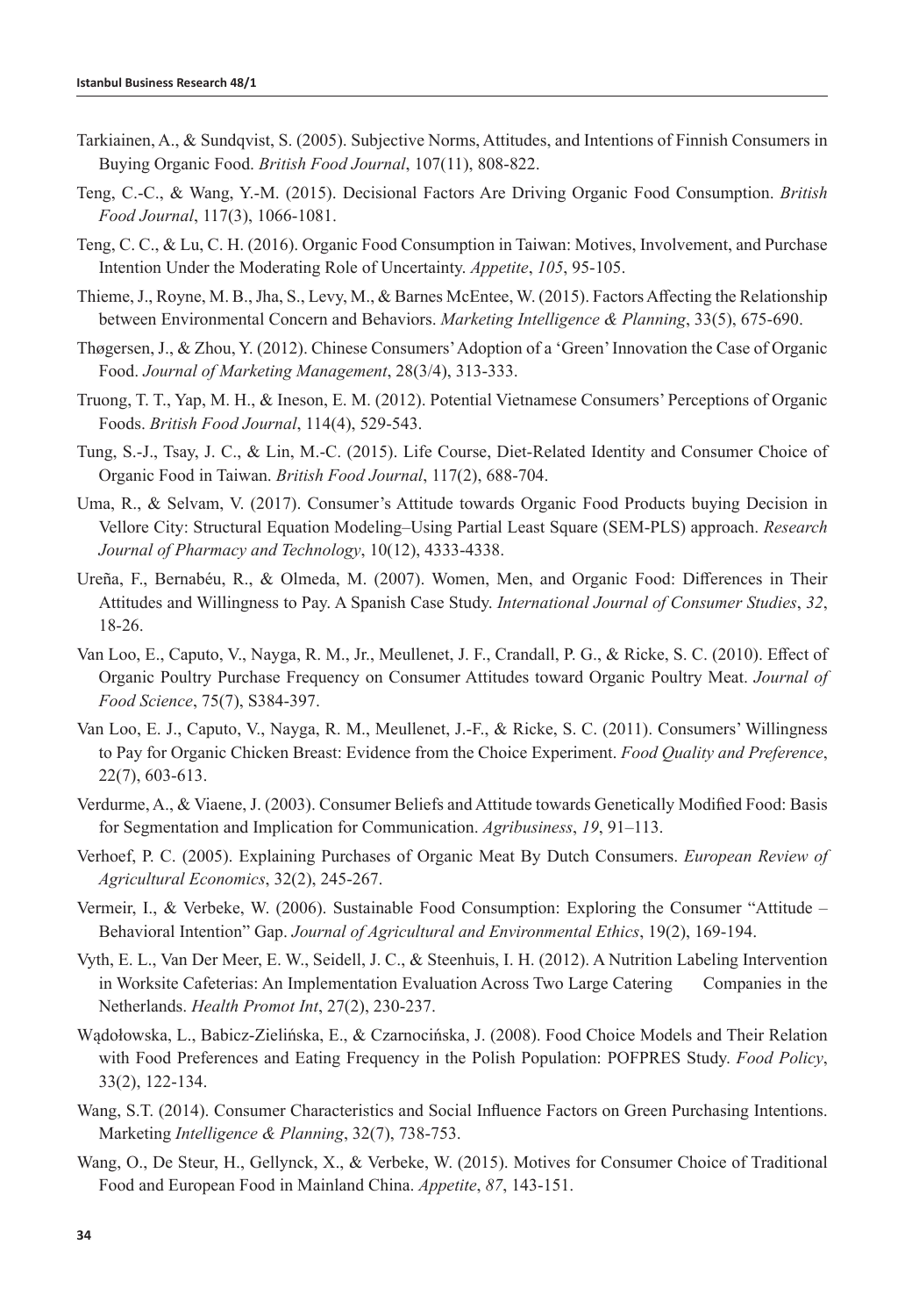Tarkiainen, A., & Sundqvist, S. (2005). Subjective Norms, Attitudes, and Intentions of Finnish Consumers in Buying Organic Food. *British Food Journal*, 107(11), 808-822.

Teng, C.-C., & Wang, Y.-M. (2015). Decisional Factors Are Driving Organic Food Consumption. *British Food Journal*, 117(3), 1066-1081.

Teng, C. C., & Lu, C. H. (2016). Organic Food Consumption in Taiwan: Motives, Involvement, and Purchase Intention Under the Moderating Role of Uncertainty. *Appetite*, *105*, 95-105.

Thieme, J., Royne, M. B., Jha, S., Levy, M., & Barnes McEntee, W. (2015). Factors Affecting the Relationship between Environmental Concern and Behaviors. *Marketing Intelligence & Planning*, 33(5), 675-690.

Thøgersen, J., & Zhou, Y. (2012). Chinese Consumers' Adoption of a 'Green' Innovation the Case of Organic Food. *Journal of Marketing Management*, 28(3/4), 313-333.

Truong, T. T., Yap, M. H., & Ineson, E. M. (2012). Potential Vietnamese Consumers' Perceptions of Organic Foods. *British Food Journal*, 114(4), 529-543.

Tung, S.-J., Tsay, J. C., & Lin, M.-C. (2015). Life Course, Diet-Related Identity and Consumer Choice of Organic Food in Taiwan. *British Food Journal*, 117(2), 688-704.

Uma, R., & Selvam, V. (2017). Consumer's Attitude towards Organic Food Products buying Decision in Vellore City: Structural Equation Modeling–Using Partial Least Square (SEM-PLS) approach. *Research Journal of Pharmacy and Technology*, 10(12), 4333-4338.

Ureña, F., Bernabéu, R., & Olmeda, M. (2007). Women, Men, and Organic Food: Differences in Their Attitudes and Willingness to Pay. A Spanish Case Study. *International Journal of Consumer Studies*, *32*, 18-26.

Van Loo, E., Caputo, V., Nayga, R. M., Jr., Meullenet, J. F., Crandall, P. G., & Ricke, S. C. (2010). Effect of Organic Poultry Purchase Frequency on Consumer Attitudes toward Organic Poultry Meat. *Journal of Food Science*, 75(7), S384-397.

Van Loo, E. J., Caputo, V., Nayga, R. M., Meullenet, J.-F., & Ricke, S. C. (2011). Consumers' Willingness to Pay for Organic Chicken Breast: Evidence from the Choice Experiment. *Food Quality and Preference*, 22(7), 603-613.

Verdurme, A., & Viaene, J. (2003). Consumer Beliefs and Attitude towards Genetically Modified Food: Basis for Segmentation and Implication for Communication. *Agribusiness*, *19*, 91–113.

Verhoef, P. C. (2005). Explaining Purchases of Organic Meat By Dutch Consumers. *European Review of Agricultural Economics*, 32(2), 245-267.

Vermeir, I., & Verbeke, W. (2006). Sustainable Food Consumption: Exploring the Consumer "Attitude – Behavioral Intention" Gap. *Journal of Agricultural and Environmental Ethics*, 19(2), 169-194.

Vyth, E. L., Van Der Meer, E. W., Seidell, J. C., & Steenhuis, I. H. (2012). A Nutrition Labeling Intervention in Worksite Cafeterias: An Implementation Evaluation Across Two Large Catering Companies in the Netherlands. *Health Promot Int*, 27(2), 230-237.

Wądołowska, L., Babicz-Zielińska, E., & Czarnocińska, J. (2008). Food Choice Models and Their Relation with Food Preferences and Eating Frequency in the Polish Population: POFPRES Study. *Food Policy*, 33(2), 122-134.

Wang, S.T. (2014). Consumer Characteristics and Social Influence Factors on Green Purchasing Intentions. Marketing *Intelligence & Planning*, 32(7), 738-753.

Wang, O., De Steur, H., Gellynck, X., & Verbeke, W. (2015). Motives for Consumer Choice of Traditional Food and European Food in Mainland China. *Appetite*, *87*, 143-151.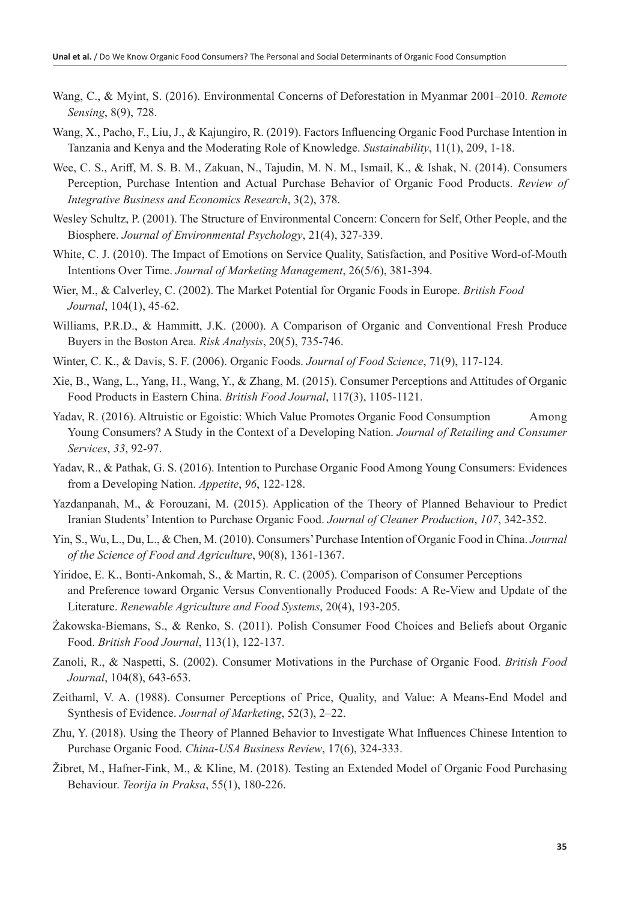Wang, C., & Myint, S. (2016). Environmental Concerns of Deforestation in Myanmar 2001–2010. *Remote Sensing*, 8(9), 728.

Wang, X., Pacho, F., Liu, J., & Kajungiro, R. (2019). Factors Influencing Organic Food Purchase Intention in Tanzania and Kenya and the Moderating Role of Knowledge. *Sustainability*, 11(1), 209, 1-18.

Wee, C. S., Ariff, M. S. B. M., Zakuan, N., Tajudin, M. N. M., Ismail, K., & Ishak, N. (2014). Consumers Perception, Purchase Intention and Actual Purchase Behavior of Organic Food Products. *Review of Integrative Business and Economics Research*, 3(2), 378.

Wesley Schultz, P. (2001). The Structure of Environmental Concern: Concern for Self, Other People, and the Biosphere. *Journal of Environmental Psychology*, 21(4), 327-339.

White, C. J. (2010). The Impact of Emotions on Service Quality, Satisfaction, and Positive Word-of-Mouth Intentions Over Time. *Journal of Marketing Management*, 26(5/6), 381-394.

Wier, M., & Calverley, C. (2002). The Market Potential for Organic Foods in Europe. *British Food Journal*, 104(1), 45-62.

Williams, P.R.D., & Hammitt, J.K. (2000). A Comparison of Organic and Conventional Fresh Produce Buyers in the Boston Area. *Risk Analysis*, 20(5), 735-746.

Winter, C. K., & Davis, S. F. (2006). Organic Foods. *Journal of Food Science*, 71(9), 117-124.

Xie, B., Wang, L., Yang, H., Wang, Y., & Zhang, M. (2015). Consumer Perceptions and Attitudes of Organic Food Products in Eastern China. *British Food Journal*, 117(3), 1105-1121.

Yadav, R. (2016). Altruistic or Egoistic: Which Value Promotes Organic Food Consumption Among Young Consumers? A Study in the Context of a Developing Nation. *Journal of Retailing and Consumer Services*, *33*, 92-97.

Yadav, R., & Pathak, G. S. (2016). Intention to Purchase Organic Food Among Young Consumers: Evidences from a Developing Nation. *Appetite*, *96*, 122-128.

Yazdanpanah, M., & Forouzani, M. (2015). Application of the Theory of Planned Behaviour to Predict Iranian Students' Intention to Purchase Organic Food. *Journal of Cleaner Production*, *107*, 342-352.

Yin, S., Wu, L., Du, L., & Chen, M. (2010). Consumers' Purchase Intention of Organic Food in China. *Journal of the Science of Food and Agriculture*, 90(8), 1361-1367.

Yiridoe, E. K., Bonti-Ankomah, S., & Martin, R. C. (2005). Comparison of Consumer Perceptions and Preference toward Organic Versus Conventionally Produced Foods: A Re-View and Update of the Literature. *Renewable Agriculture and Food Systems*, 20(4), 193-205.

Żakowska-Biemans, S., & Renko, S. (2011). Polish Consumer Food Choices and Beliefs about Organic Food. *British Food Journal*, 113(1), 122-137.

Zanoli, R., & Naspetti, S. (2002). Consumer Motivations in the Purchase of Organic Food. *British Food Journal*, 104(8), 643-653.

Zeithaml, V. A. (1988). Consumer Perceptions of Price, Quality, and Value: A Means-End Model and Synthesis of Evidence. *Journal of Marketing*, 52(3), 2–22.

Zhu, Y. (2018). Using the Theory of Planned Behavior to Investigate What Influences Chinese Intention to Purchase Organic Food. *China-USA Business Review*, 17(6), 324-333.

Žibret, M., Hafner-Fink, M., & Kline, M. (2018). Testing an Extended Model of Organic Food Purchasing Behaviour. *Teorija in Praksa*, 55(1), 180-226.